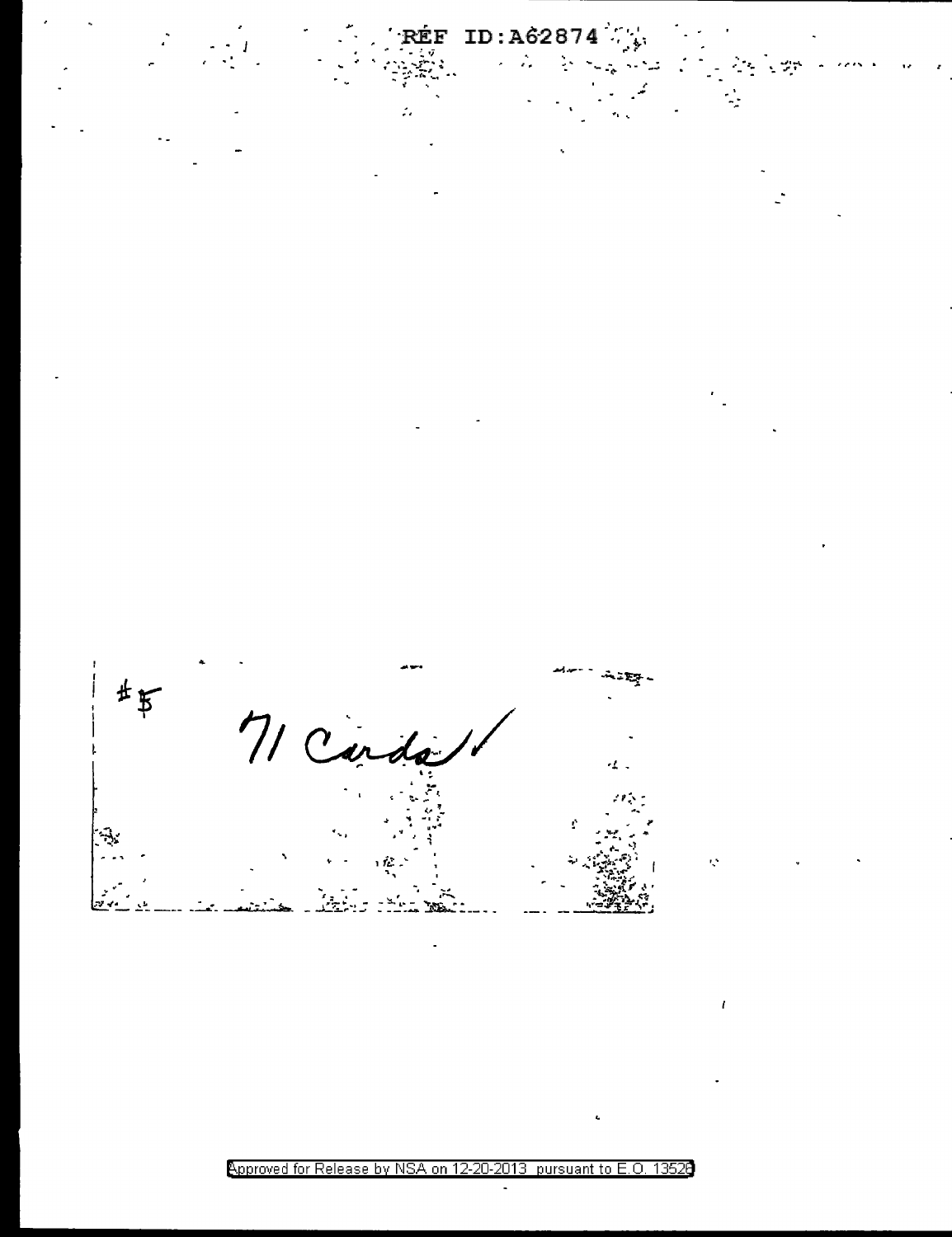REF ID:A62874

#5 71 Cards ✓

Approved for Release by NSA on 12-20-2013 pursuant to E.O. 13526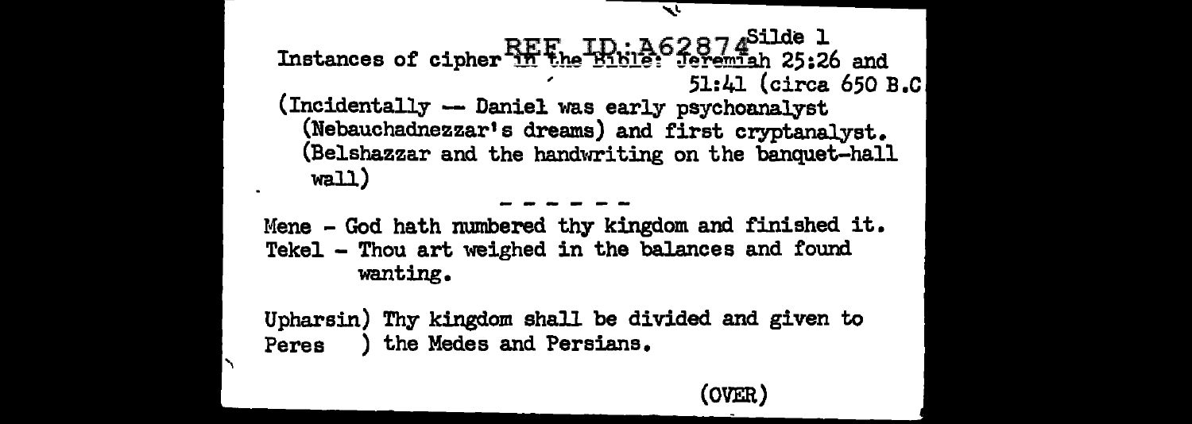Slide 1

Instances of cipher in the Bible: Jeremiah 25:26 and 51:41 (circa 650 B.C

(Incidentally -- Daniel was early psychoanalyst (Nebauchadnezzar's dreams) and first cryptanalyst. (Belshazzar and the handwriting on the banquet-hall wall)

\- - - - - -

Mene - God hath numbered thy kingdom and finished it.
Tekel - Thou art weighed in the balances and found wanting.

Upharsin) Thy kingdom shall be divided and given to
Peres ) the Medes and Persians.

(OVER)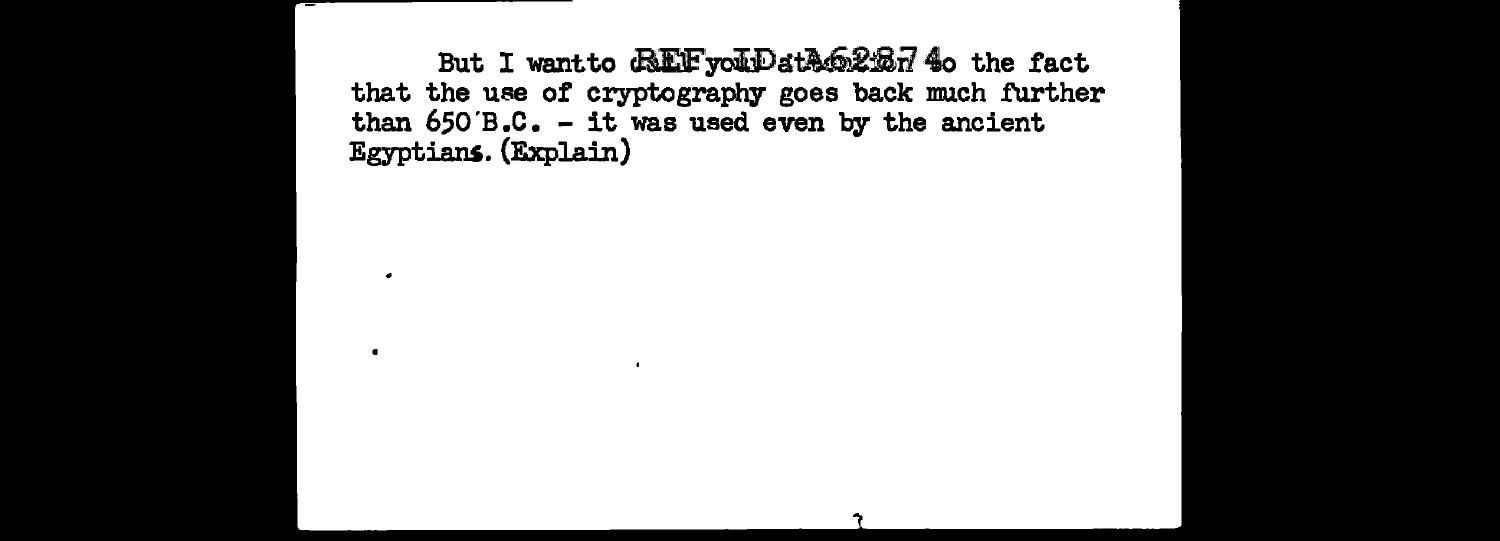But I wantto call your attention to the fact that the use of cryptography goes back much further than 650 B.C. - it was used even by the ancient Egyptians. (Explain)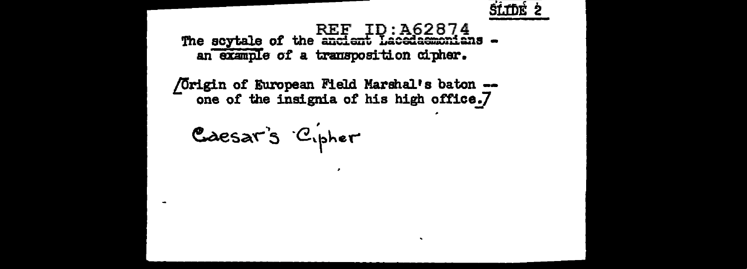The scytale of the ancient Lacedaemonians - an example of a transposition cipher.

[Origin of European Field Marshal's baton -- one of the insignia of his high office.]

Caesar's Cipher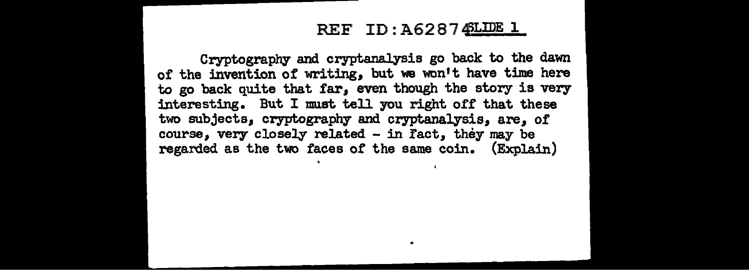SLIDE 1

Cryptography and cryptanalysis go back to the dawn of the invention of writing, but we won't have time here to go back quite that far, even though the story is very interesting. But I must tell you right off that these two subjects, cryptography and cryptanalysis, are, of course, very closely related - in fact, they may be regarded as the two faces of the same coin. (Explain)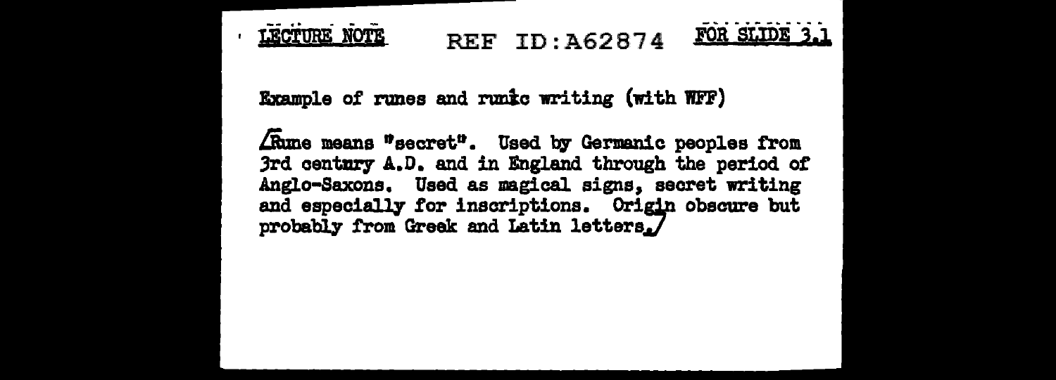LECTURE NOTE REF ID:A62874 FOR SLIDE 3.1

Example of runes and runic writing (with WFF)

/Rune means "secret". Used by Germanic peoples from 3rd century A.D. and in England through the period of Anglo-Saxons. Used as magical signs, secret writing and especially for inscriptions. Origin obscure but probably from Greek and Latin letters./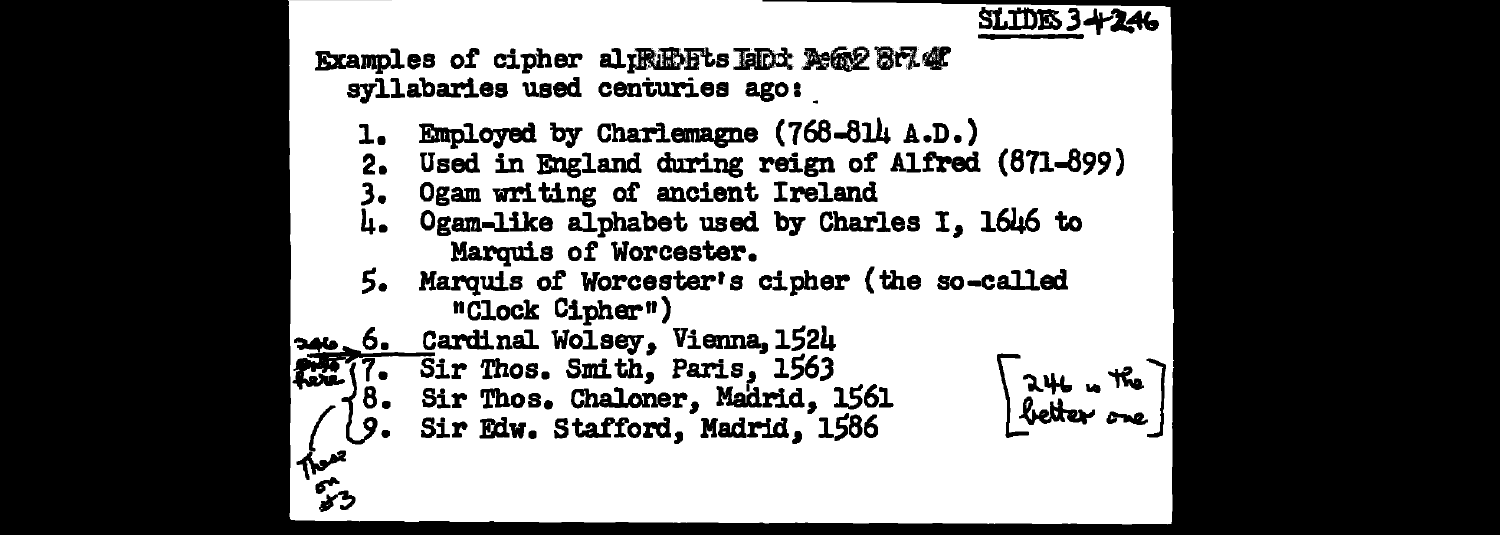SLIDES 3 + 246

Examples of cipher alphabets and code syllabaries used centuries ago:

1. Employed by Charlemagne (768-814 A.D.)
2. Used in England during reign of Alfred (871-899)
3. Ogam writing of ancient Ireland
4. Ogam-like alphabet used by Charles I, 1646 to Marquis of Worcester.
5. Marquis of Worcester's cipher (the so-called "Clock Cipher")
6. Cardinal Wolsey, Vienna, 1524
7. Sir Thos. Smith, Paris, 1563
8. Sir Thos. Chaloner, Madrid, 1561
9. Sir Edw. Stafford, Madrid, 1586

[246 is the better one]

246 ... these on #3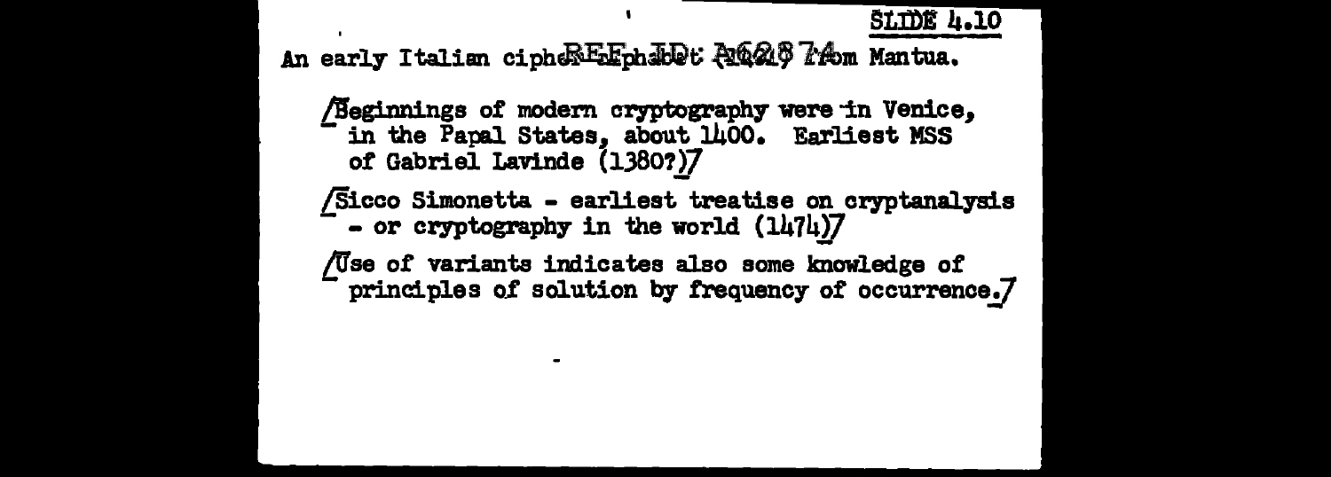SLIDE 4.10

An early Italian cipher alphabet (1401) from Mantua.

[Beginnings of modern cryptography were in Venice, in the Papal States, about 1400. Earliest MSS of Gabriel Lavinde (1380?)]

[Sicco Simonetta - earliest treatise on cryptanalysis - or cryptography in the world (1474)]

[Use of variants indicates also some knowledge of principles of solution by frequency of occurrence.]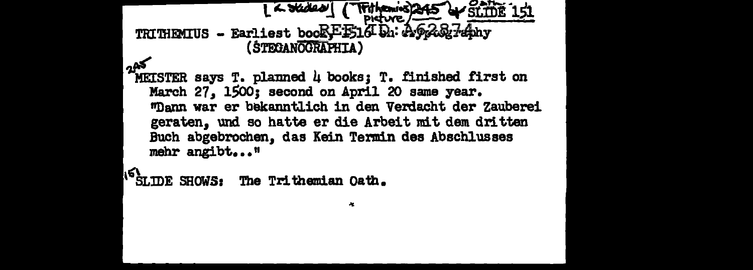[2 slides] (Trithemius 245 picture) & Oath SLIDE 151

TRITHEMIUS - Earliest book 1516 on cryptography
(STEGANOGRAPHIA)

REF ID: A62874

245

MEISTER says T. planned 4 books; T. finished first on March 27, 1500; second on April 20 same year. "Dann war er bekanntlich in den Verdacht der Zauberei geraten, und so hatte er die Arbeit mit dem dritten Buch abgebrochen, das Kein Termin des Abschlusses mehr angibt..."

151

SLIDE SHOWS: The Trithemian Oath.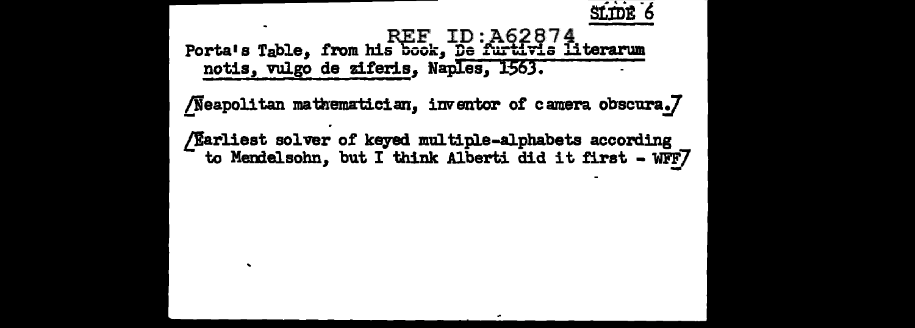SLIDE 6

REF ID:A62874

Porta's Table, from his book, De furtivis literarum notis, vulgo de ziferis, Naples, 1563.

[Neapolitan mathematician, inventor of camera obscura.]

[Earliest solver of keyed multiple-alphabets according to Mendelsohn, but I think Alberti did it first - WFF]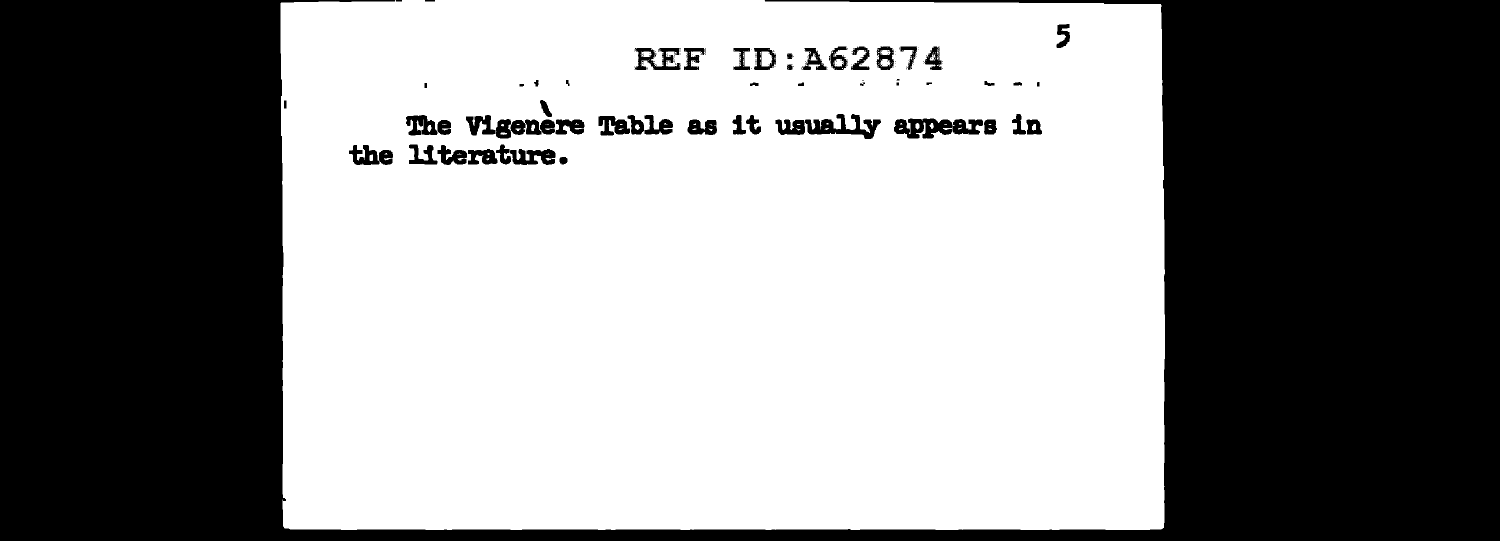The Vigenère Table as it usually appears in the literature.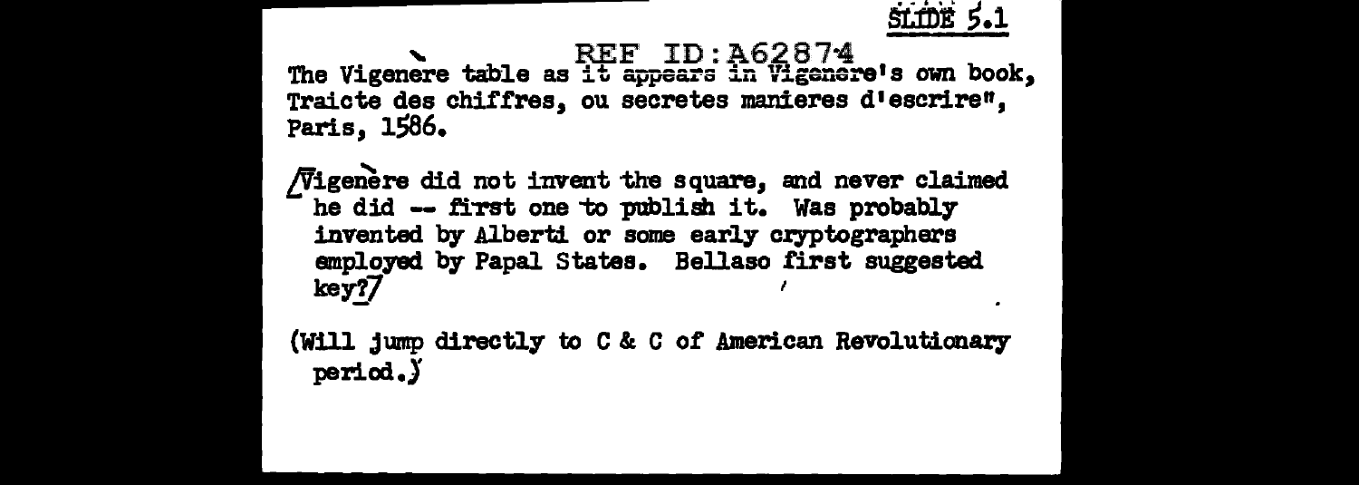SLIDE 5.1

REF ID:A62874

The Vigenere table as it appears in Vigenere's own book, Traicte des chiffres, ou secretes manieres d'escrire", Paris, 1586.

[Vigenère did not invent the square, and never claimed he did -- first one to publish it. Was probably invented by Alberti or some early cryptographers employed by Papal States. Bellaso first suggested key?]

(Will jump directly to C & C of American Revolutionary period.)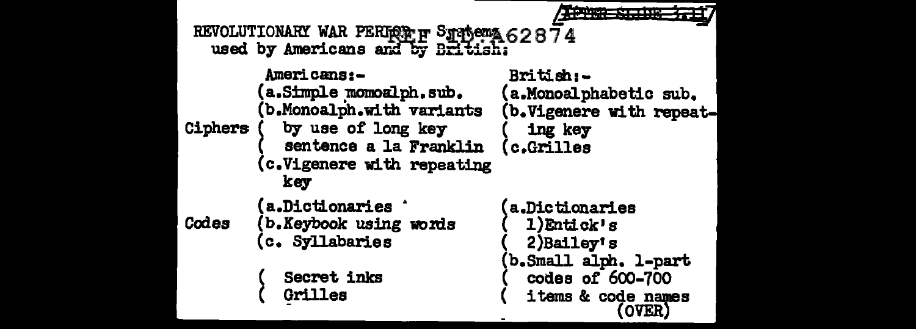REVOLUTIONARY WAR PERIOD Systems used by Americans and by British:

| | Americans:- | British:- |
|---|---|---|
| Ciphers | (a. Simple momoalph. sub.<br>(b. Monoalph. with variants by use of long key sentence a la Franklin<br>(c. Vigenere with repeating key | (a. Monoalphabetic sub.<br>(b. Vigenere with repeating key<br>(c. Grilles |
| Codes | (a. Dictionaries<br>(b. Keybook using words<br>(c. Syllabaries | (a. Dictionaries<br>1) Entick's<br>2) Bailey's<br>(b. Small alph. 1-part codes of 600-700 items & code names |
| | Secret inks<br>Grilles | |

(OVER)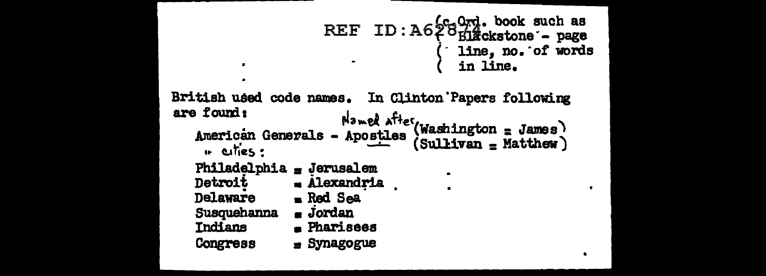(c. Ord. book such as
( Blackstone - page
( line, no. of words
( in line.

British used code names. In Clinton Papers following are found:

American Generals - Apostles Named after (Washington = James)
(Sullivan = Matthew)

" cities:

Philadelphia = Jerusalem
Detroit = Alexandria
Delaware = Red Sea
Susquehanna = Jordan
Indians = Pharisees
Congress = Synagogue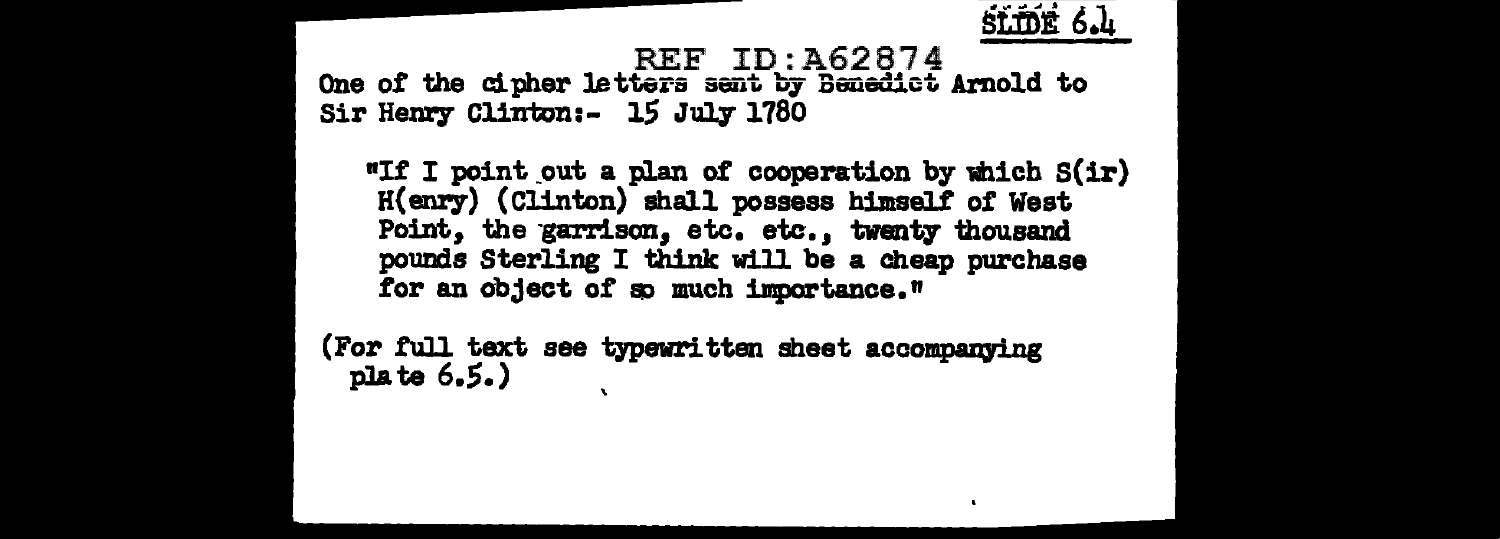SLIDE 6.4

REF ID:A62874

One of the cipher letters sent by Benedict Arnold to Sir Henry Clinton:- 15 July 1780

"If I point out a plan of cooperation by which S(ir) H(enry) (Clinton) shall possess himself of West Point, the garrison, etc. etc., twenty thousand pounds Sterling I think will be a cheap purchase for an object of so much importance."

(For full text see typewritten sheet accompanying plate 6.5.)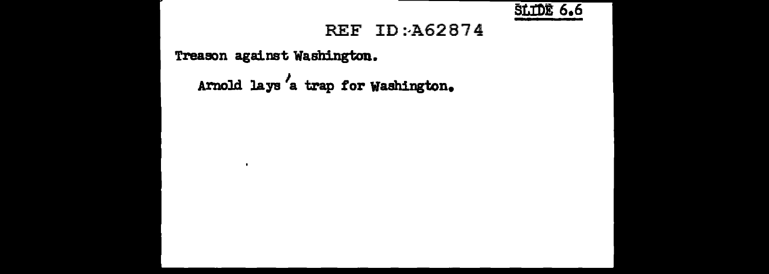SLIDE 6.6

REF ID:A62874

Treason against Washington.

Arnold lays a trap for Washington.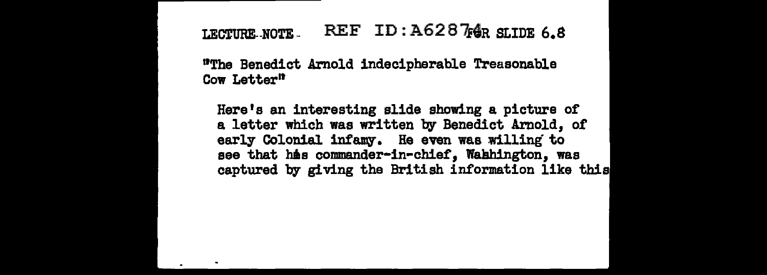LECTURE NOTE - REF ID:A62874 FOR SLIDE 6.8

"The Benedict Arnold indecipherable Treasonable Cow Letter"

Here's an interesting slide showing a picture of a letter which was written by Benedict Arnold, of early Colonial infamy. He even was willing to see that his commander-in-chief, Washington, was captured by giving the British information like this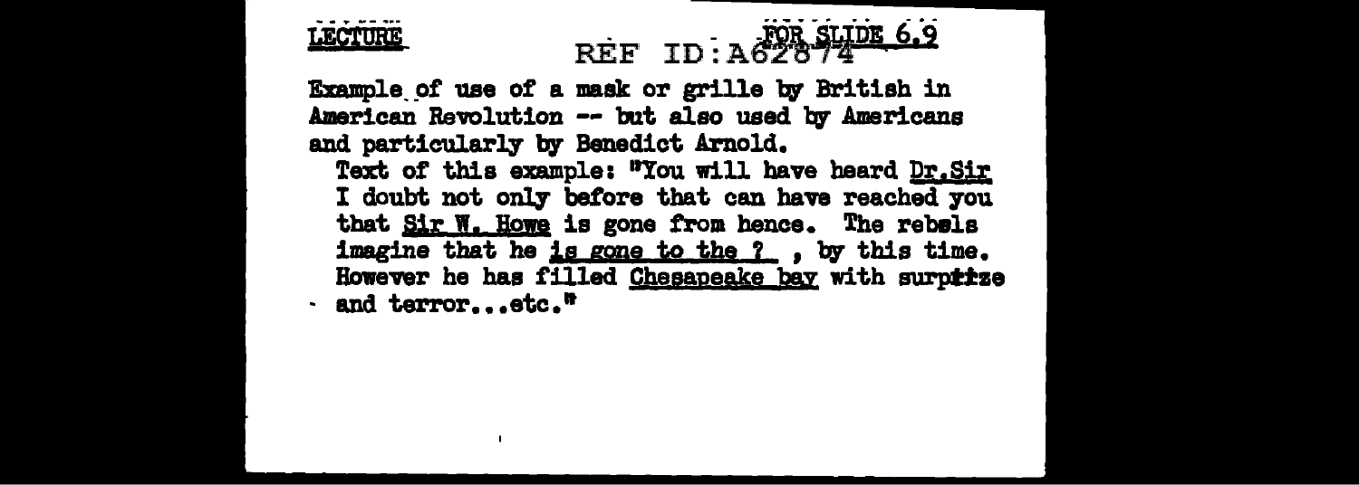**LECTURE** REF ID:A62874 **FOR SLIDE 6.9**

Example of use of a mask or grille by British in American Revolution -- but also used by Americans and particularly by Benedict Arnold.

Text of this example: "You will have heard <u>Dr.Sir</u> I doubt not only before that can have reached you that <u>Sir W. Howe</u> is gone from hence. The rebels imagine that he <u>is gone to the ?</u> , by this time. However he has filled <u>Chesapeake bay</u> with surprize and terror...etc."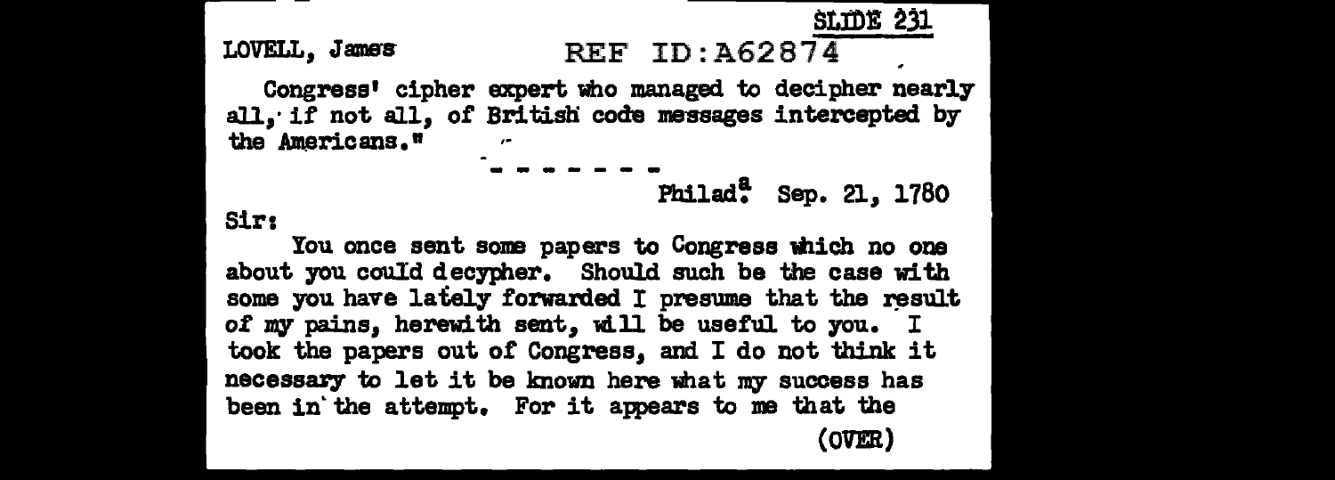SLIDE 231

LOVELL, James

Congress' cipher expert who managed to decipher nearly all, if not all, of British code messages intercepted by the Americans."

\- - - - - - -

Philad[a] Sep. 21, 1780

Sir:

You once sent some papers to Congress which no one about you could decypher. Should such be the case with some you have lately forwarded I presume that the result of my pains, herewith sent, will be useful to you. I took the papers out of Congress, and I do not think it necessary to let it be known here what my success has been in the attempt. For it appears to me that the

(OVER)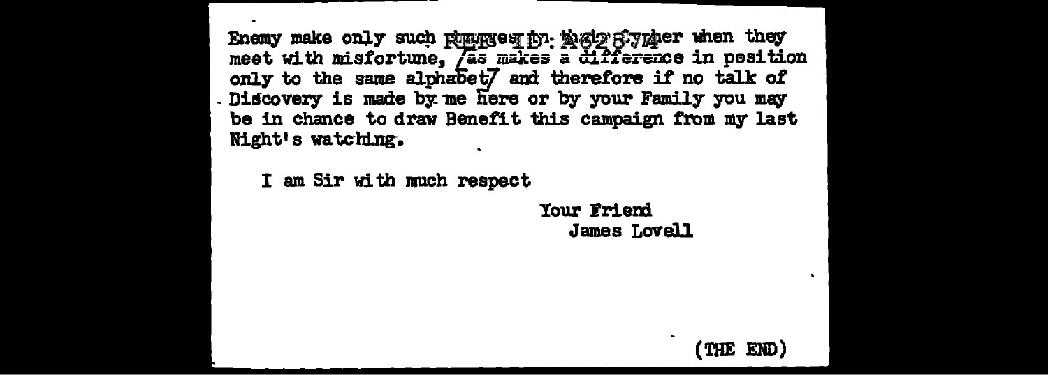Enemy make only such changes in their Cypher when they meet with misfortune, [as makes a difference in position only to the same alphabet] and therefore if no talk of Discovery is made by me here or by your Family you may be in chance to draw Benefit this campaign from my last Night's watching.

I am Sir with much respect

Your Friend
James Lovell

(THE END)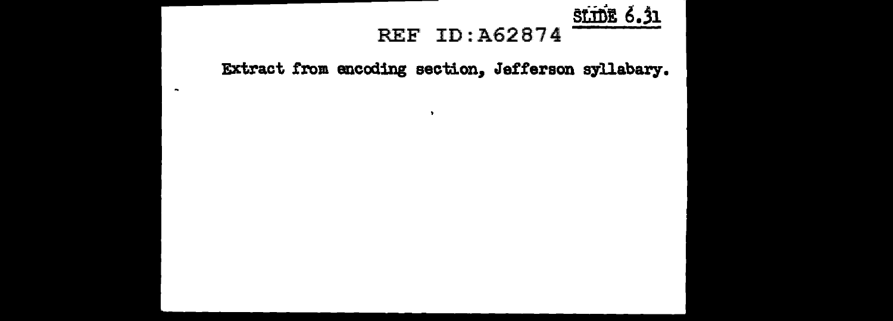REF ID:A62874

SLIDE 6.31

Extract from encoding section, Jefferson syllabary.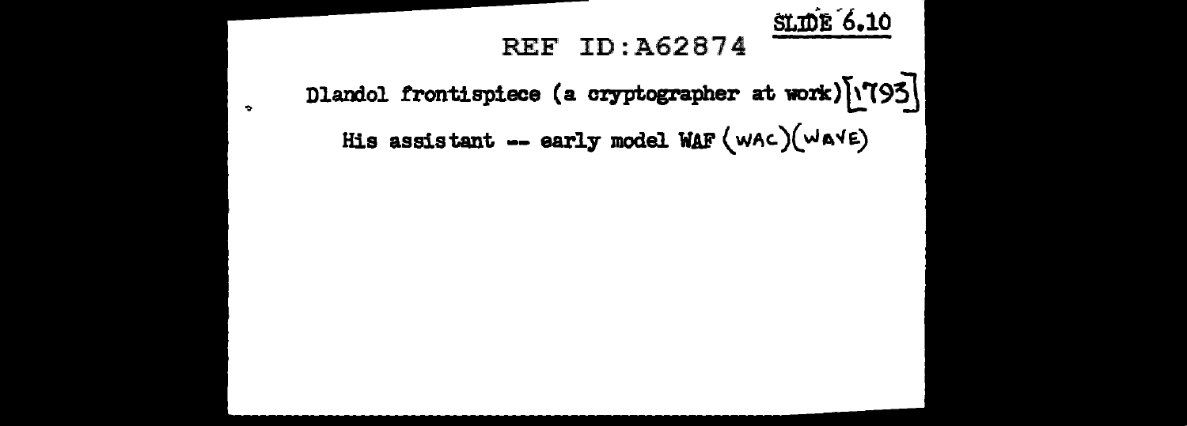REF ID:A62874

SLIDE 6.10

Dlandol frontispiece (a cryptographer at work) [1793]

His assistant -- early model WAF (WAC) (WAVE)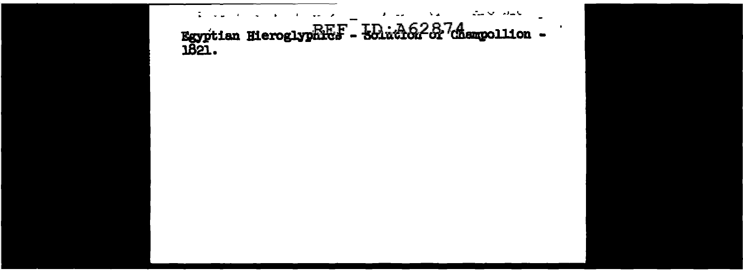Egyptian Hieroglyphics - Solution of Champollion - 1821.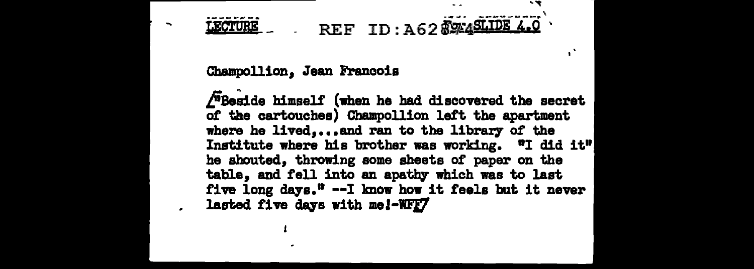LECTURE REF ID:A628974 SLIDE 4.0

Champollion, Jean Francois

/"Beside himself (when he had discovered the secret of the cartouches) Champollion left the apartment where he lived,...and ran to the library of the Institute where his brother was working. "I did it" he shouted, throwing some sheets of paper on the table, and fell into an apathy which was to last five long days." --I know how it feels but it never lasted five days with me!-WFF/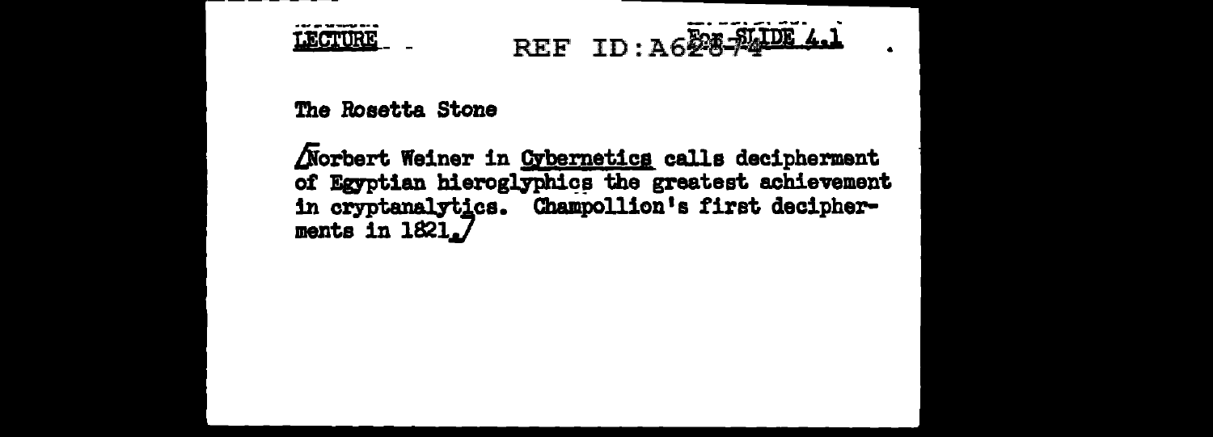LECTURE For SLIDE 4.1

The Rosetta Stone

[Norbert Weiner in *Cybernetics* calls decipherment of Egyptian hieroglyphics the greatest achievement in cryptanalytics. Champollion's first decipherments in 1821.]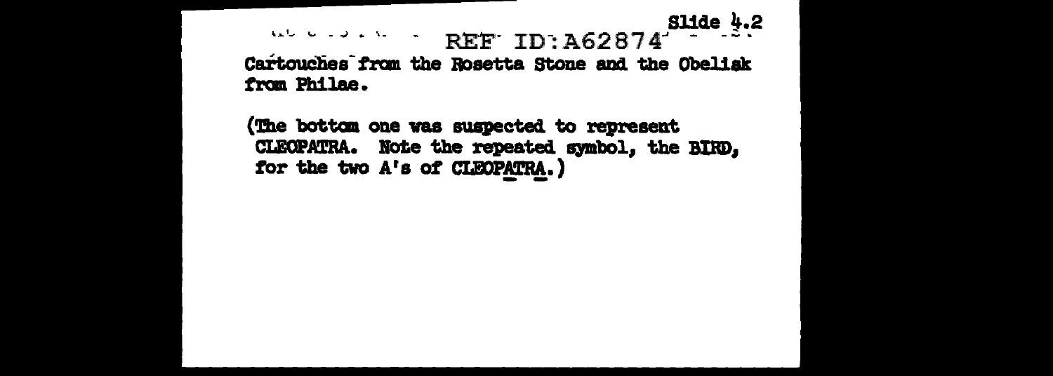Slide 4.2

Cartouches from the Rosetta Stone and the Obelisk from Philae.

(The bottom one was suspected to represent CLEOPATRA. Note the repeated symbol, the BIRD, for the two A's of CLEOPATRA.)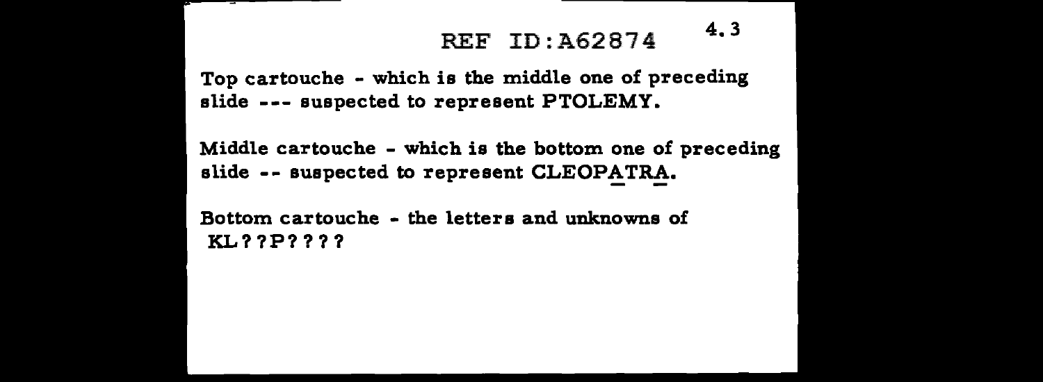Top cartouche - which is the middle one of preceding slide --- suspected to represent PTOLEMY.

Middle cartouche - which is the bottom one of preceding slide -- suspected to represent CLEOPATRA.

Bottom cartouche - the letters and unknowns of KL??P????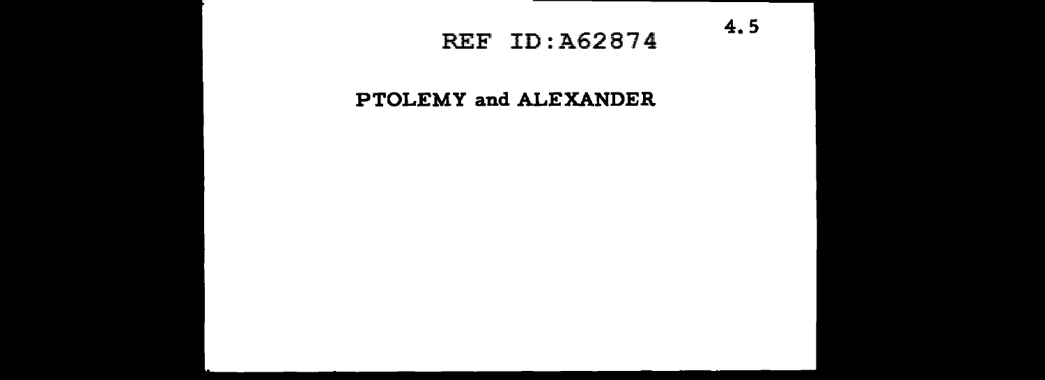# PTOLEMY and ALEXANDER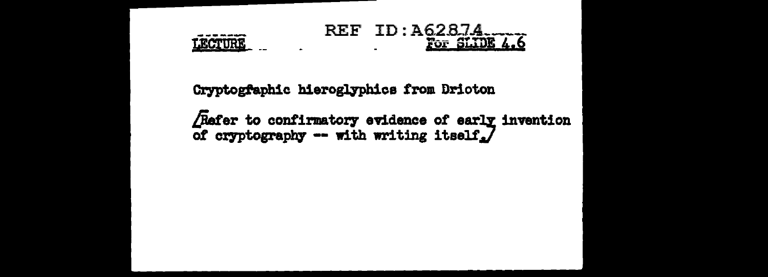LECTURE — For SLIDE 4.6

Cryptogfaphic hieroglyphics from Drioton

/Refer to confirmatory evidence of early invention of cryptography -- with writing itself./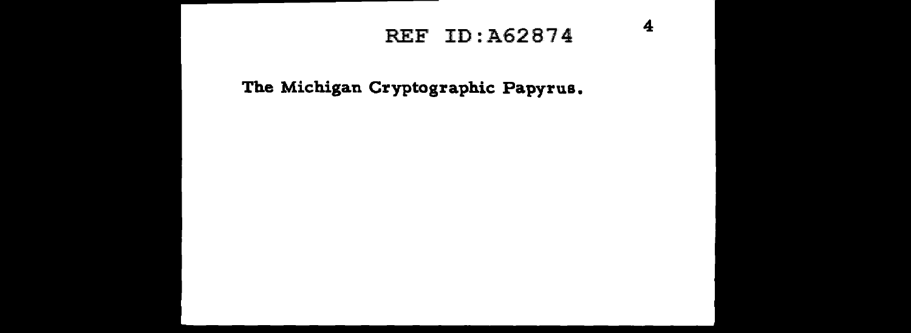The Michigan Cryptographic Papyrus.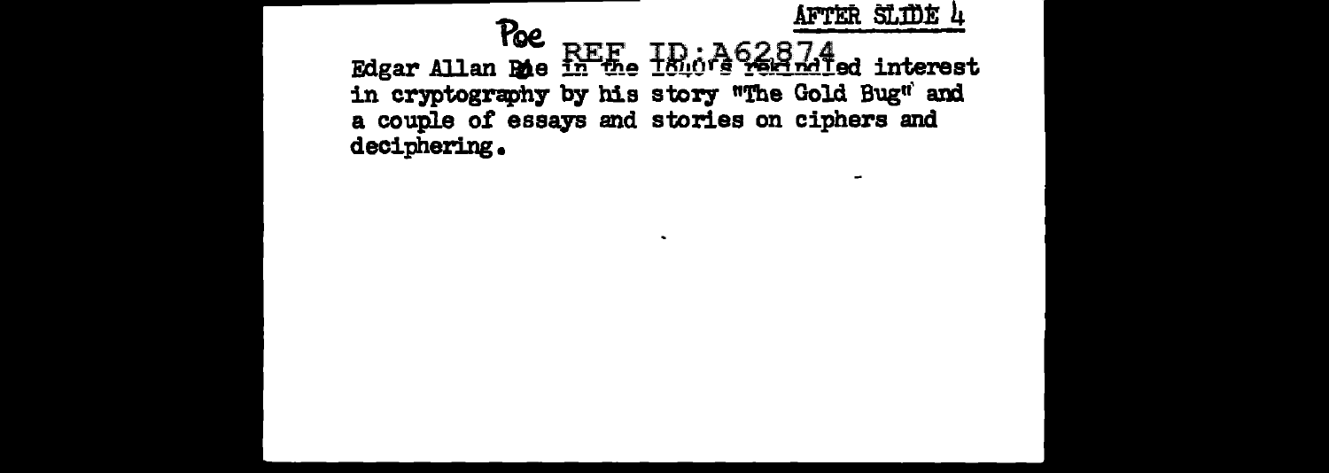AFTER SLIDE 4

Poe

Edgar Allan Poe in the 1840's rekindled interest in cryptography by his story "The Gold Bug" and a couple of essays and stories on ciphers and deciphering.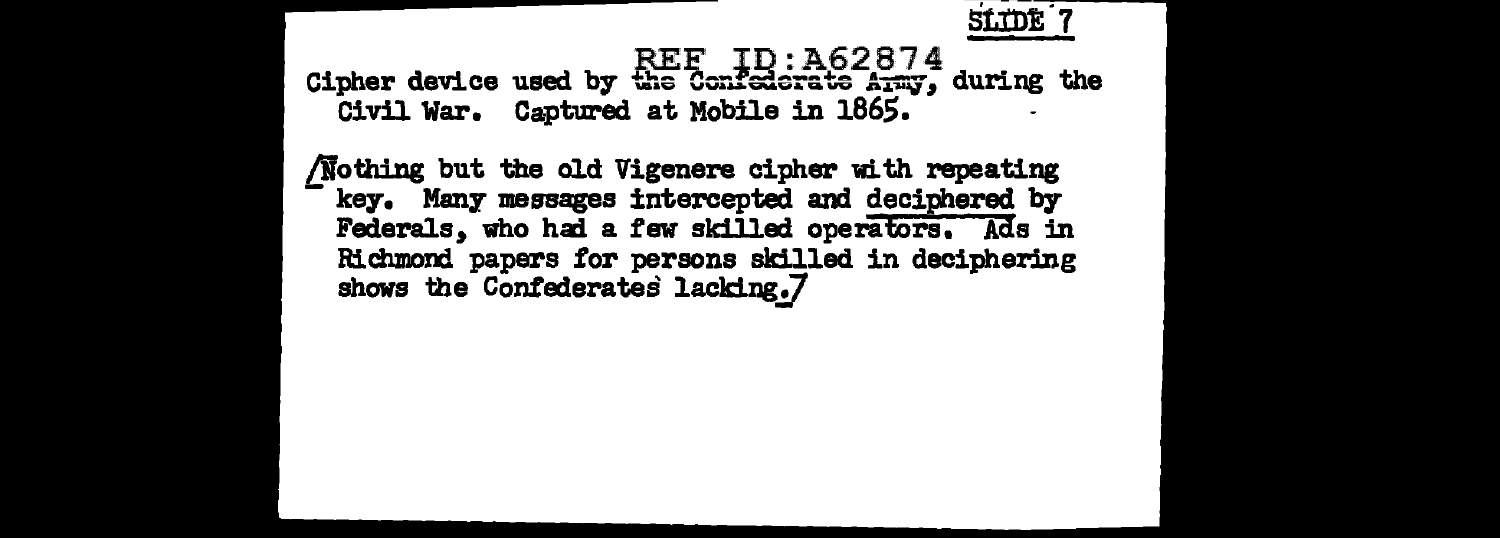SLIDE 7

Cipher device used by the Confederate Army, during the Civil War. Captured at Mobile in 1865.

[Nothing but the old Vigenere cipher with repeating key. Many messages intercepted and deciphered by Federals, who had a few skilled operators. Ads in Richmond papers for persons skilled in deciphering shows the Confederates lacking.]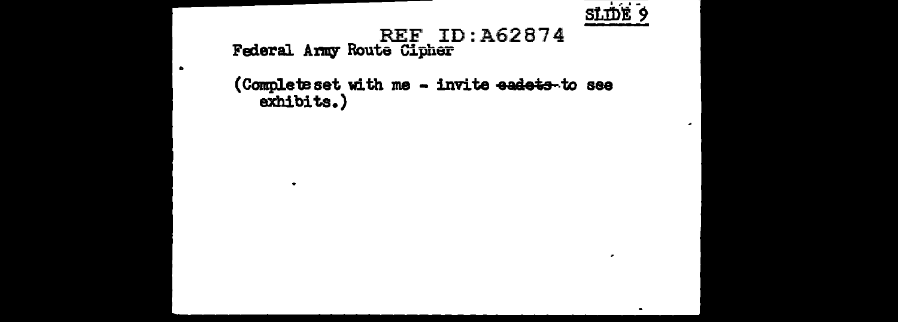SLIDE 9

REF ID:A62874

Federal Army Route Cipher

(Complete set with me - invite ~~cadets~~ to see exhibits.)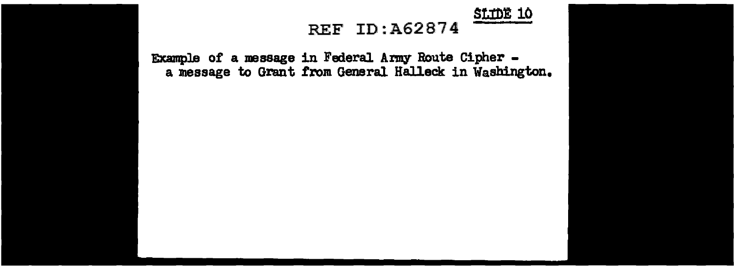SLIDE 10

REF ID:A62874

Example of a message in Federal Army Route Cipher - a message to Grant from General Halleck in Washington.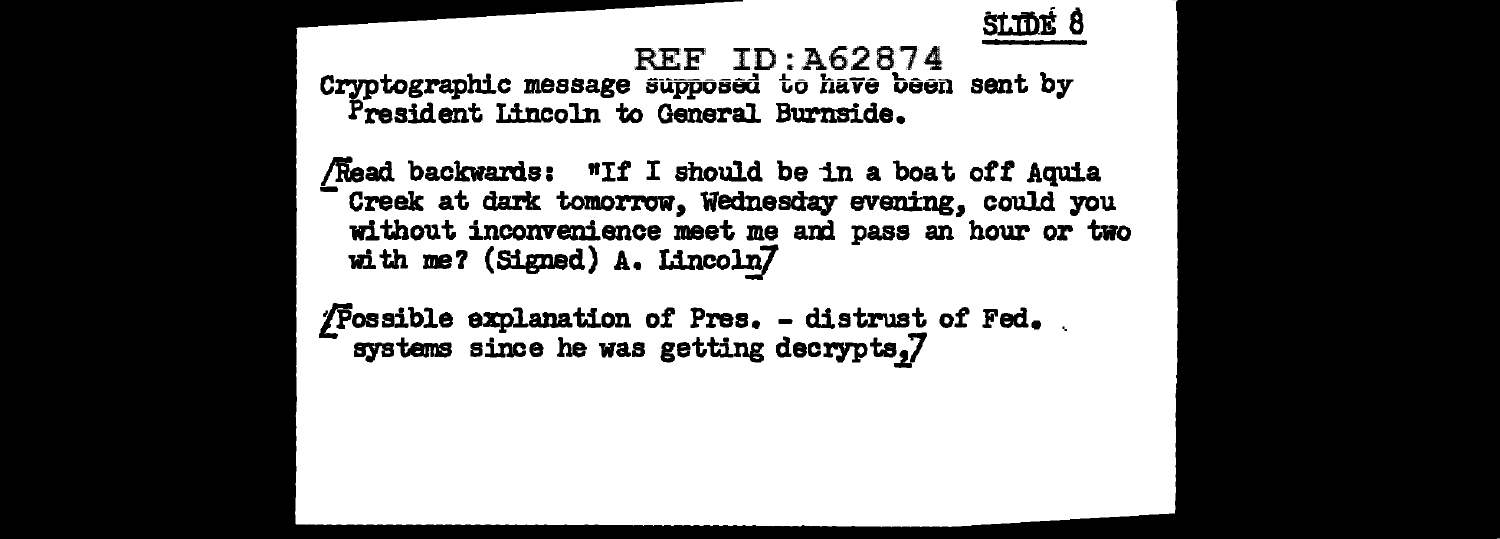SLIDE 8

REF ID:A62874

Cryptographic message supposed to have been sent by President Lincoln to General Burnside.

/Read backwards: "If I should be in a boat off Aquia Creek at dark tomorrow, Wednesday evening, could you without inconvenience meet me and pass an hour or two with me? (Signed) A. Lincoln/

/Possible explanation of Pres. - distrust of Fed. systems since he was getting decrypts./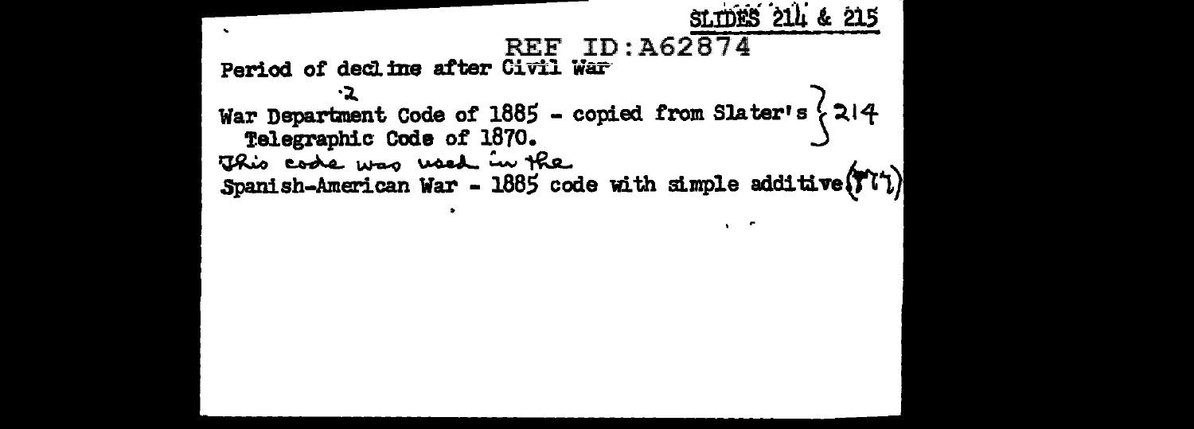SLIDES 214 & 215

REF ID:A62874

Period of decline after Civil War

·2

War Department Code of 1885 - copied from Slater's Telegraphic Code of 1870. } 214

This code was used in the

Spanish-American War - 1885 code with simple additive (??)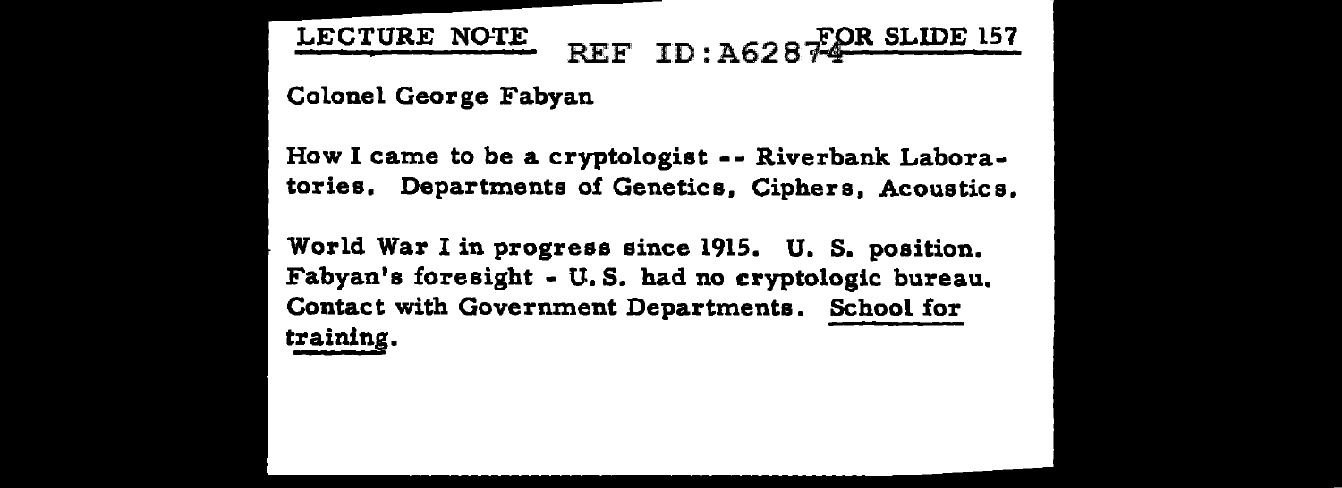LECTURE NOTE REF ID:A62874 FOR SLIDE 157

Colonel George Fabyan

How I came to be a cryptologist -- Riverbank Laboratories. Departments of Genetics, Ciphers, Acoustics.

World War I in progress since 1915. U. S. position. Fabyan's foresight - U. S. had no cryptologic bureau. Contact with Government Departments. School for training.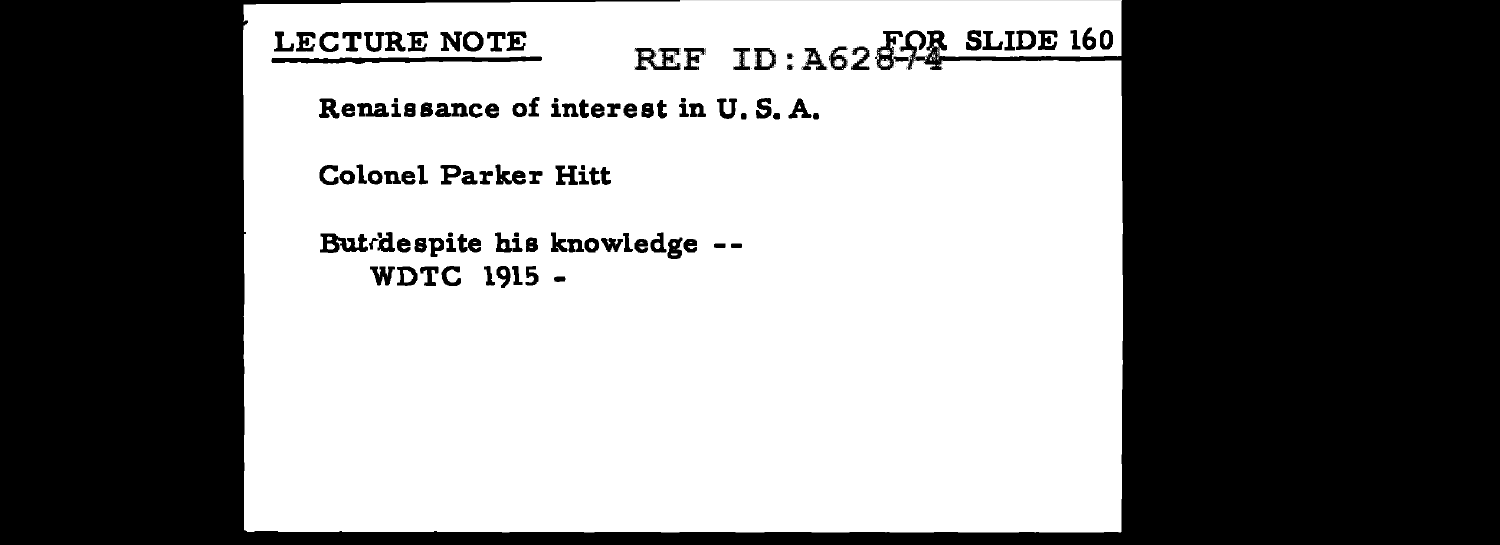**LECTURE NOTE** **FOR SLIDE 160**

REF ID:A62874

Renaissance of interest in U. S. A.

Colonel Parker Hitt

But despite his knowledge --
WDTC 1915 -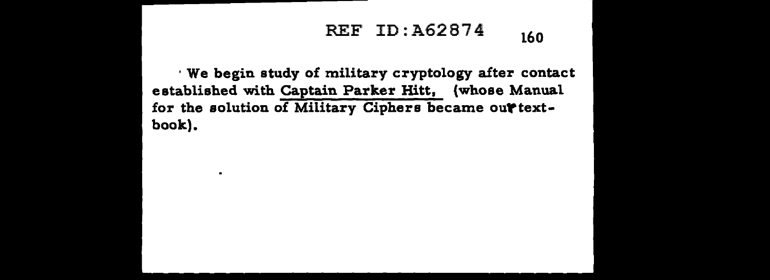We begin study of military cryptology after contact established with Captain Parker Hitt, (whose Manual for the solution of Military Ciphers became our textbook).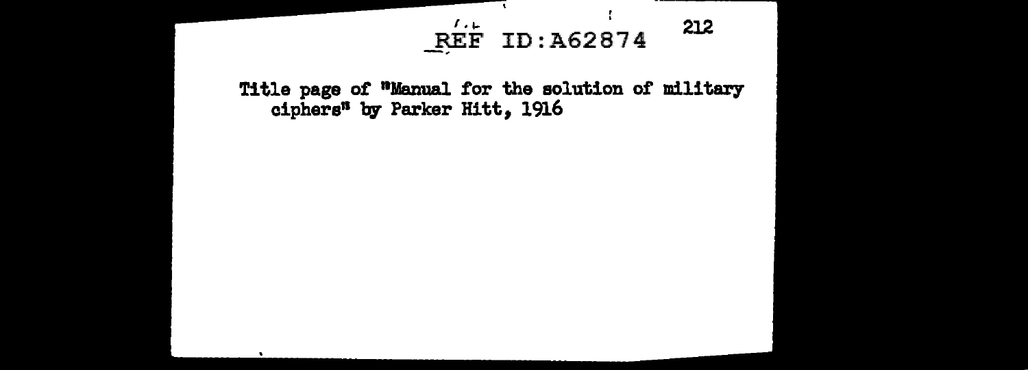REF ID:A62874

Title page of "Manual for the solution of military ciphers" by Parker Hitt, 1916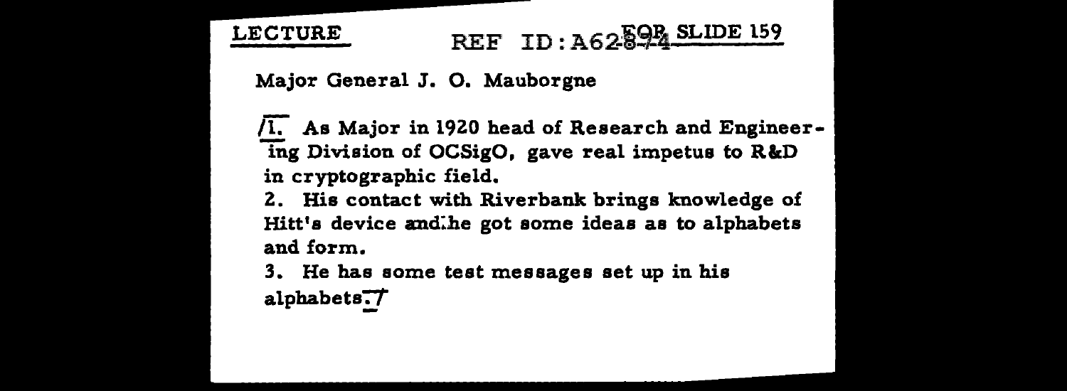LECTURE REF ID:A62894 FOR SLIDE 159

Major General J. O. Mauborgne

/1. As Major in 1920 head of Research and Engineering Division of OCSigO, gave real impetus to R&D in cryptographic field.

2. His contact with Riverbank brings knowledge of Hitt's device and he got some ideas as to alphabets and form.

3. He has some test messages set up in his alphabets./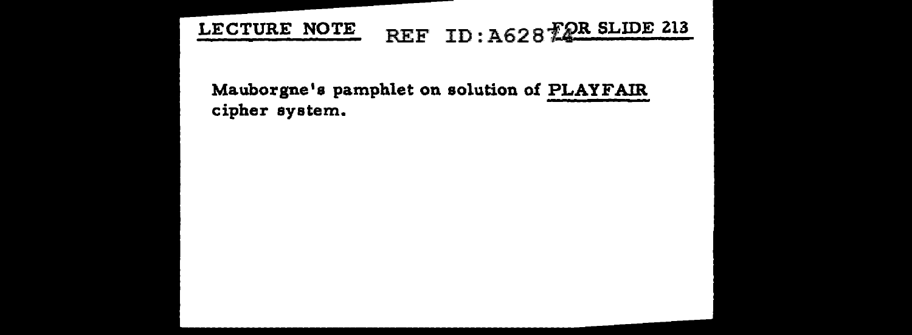LECTURE NOTE REF ID:A62874 FOR SLIDE 213

Mauborgne's pamphlet on solution of PLAYFAIR cipher system.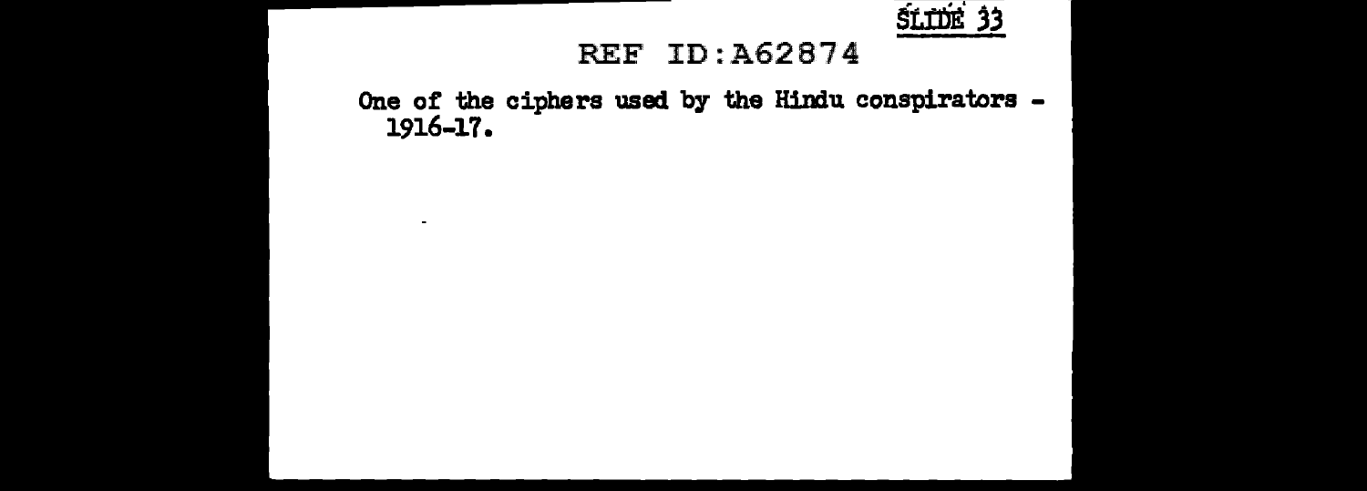SLIDE 33

REF ID:A62874

One of the ciphers used by the Hindu conspirators - 1916-17.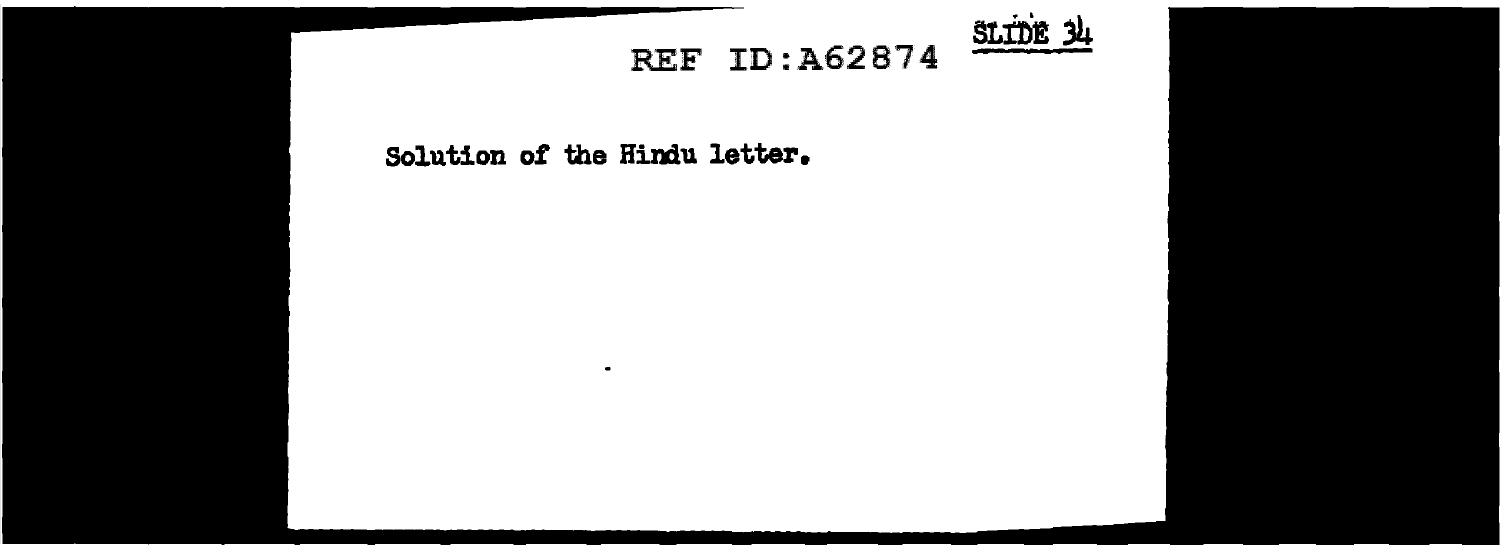SLIDE 34

Solution of the Hindu letter.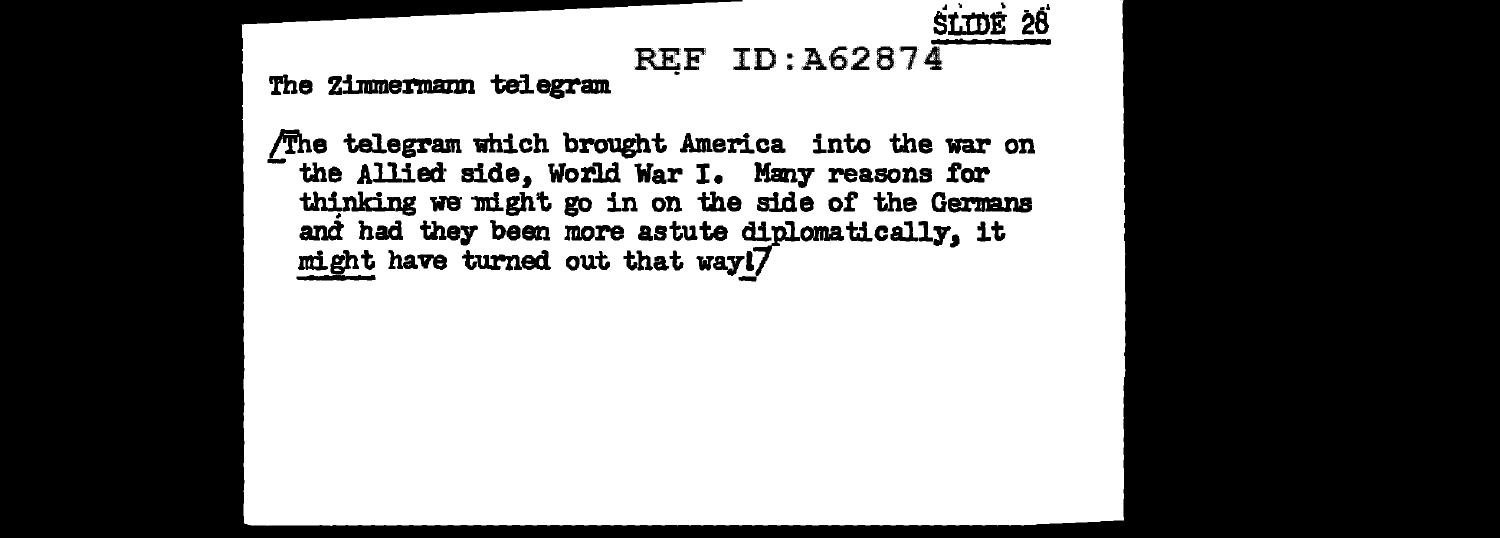SLIDE 28

The Zimmermann telegram

/The telegram which brought America into the war on the Allied side, World War I. Many reasons for thinking we might go in on the side of the Germans and had they been more astute diplomatically, it <u>might</u> have turned out that way!/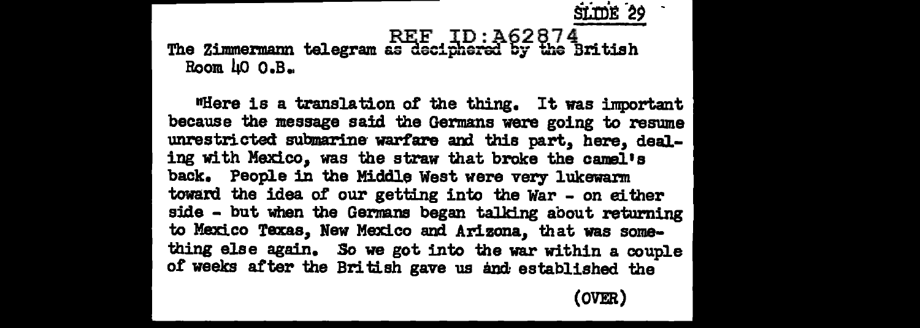SLIDE 29

The Zimmermann telegram as deciphered by the British Room 40 O.B.

"Here is a translation of the thing. It was important because the message said the Germans were going to resume unrestricted submarine warfare and this part, here, dealing with Mexico, was the straw that broke the camel's back. People in the Middle West were very lukewarm toward the idea of our getting into the War - on either side - but when the Germans began talking about returning to Mexico Texas, New Mexico and Arizona, that was something else again. So we got into the war within a couple of weeks after the British gave us and established the

(OVER)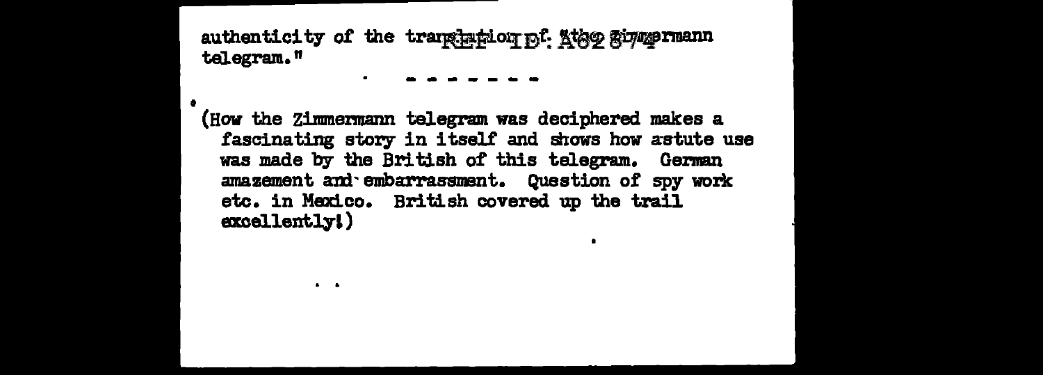authenticity of the translation of the Zimmermann telegram."

\- - - - - - -

(How the Zimmermann telegram was deciphered makes a fascinating story in itself and shows how astute use was made by the British of this telegram. German amazement and embarrassment. Question of spy work etc. in Mexico. British covered up the trail excellently!)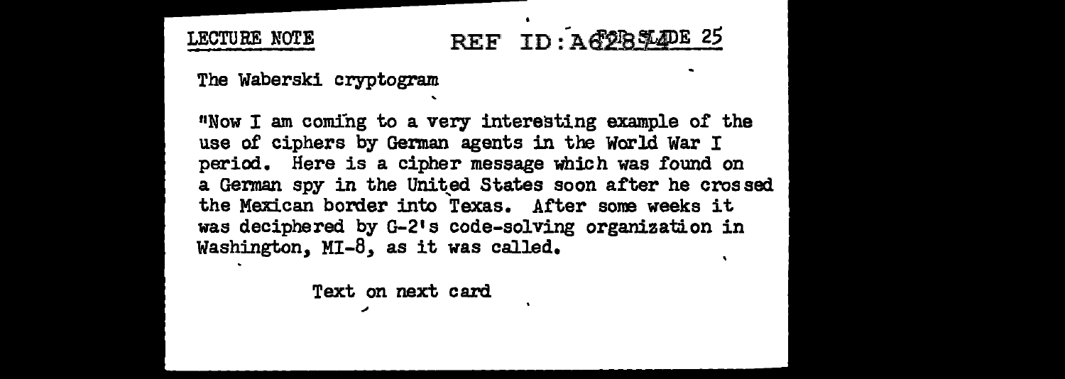LECTURE NOTE

REF ID:A62834 FOR SLIDE 25

The Waberski cryptogram

"Now I am coming to a very interesting example of the use of ciphers by German agents in the World War I period. Here is a cipher message which was found on a German spy in the United States soon after he crossed the Mexican border into Texas. After some weeks it was deciphered by G-2's code-solving organization in Washington, MI-8, as it was called.

Text on next card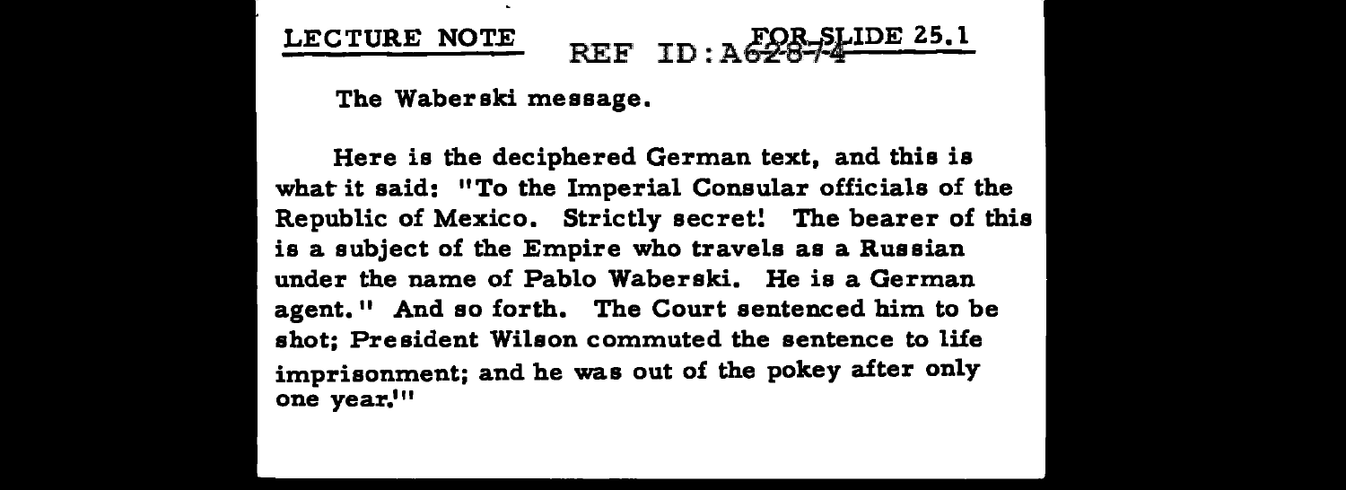LECTURE NOTE FOR SLIDE 25.1

The Waberski message.

Here is the deciphered German text, and this is what it said: "To the Imperial Consular officials of the Republic of Mexico. Strictly secret! The bearer of this is a subject of the Empire who travels as a Russian under the name of Pablo Waberski. He is a German agent." And so forth. The Court sentenced him to be shot; President Wilson commuted the sentence to life imprisonment; and he was out of the pokey after only one year!"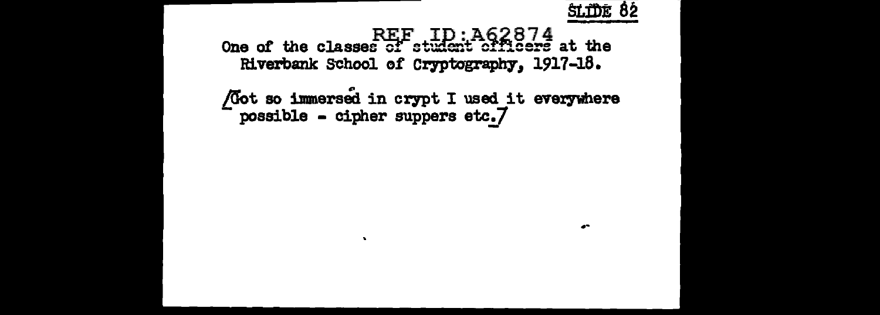SLIDE 82

REF ID:A62874

One of the classes of student officers at the Riverbank School of Cryptography, 1917-18.

/Got so immersed in crypt I used it everywhere possible - cipher suppers etc./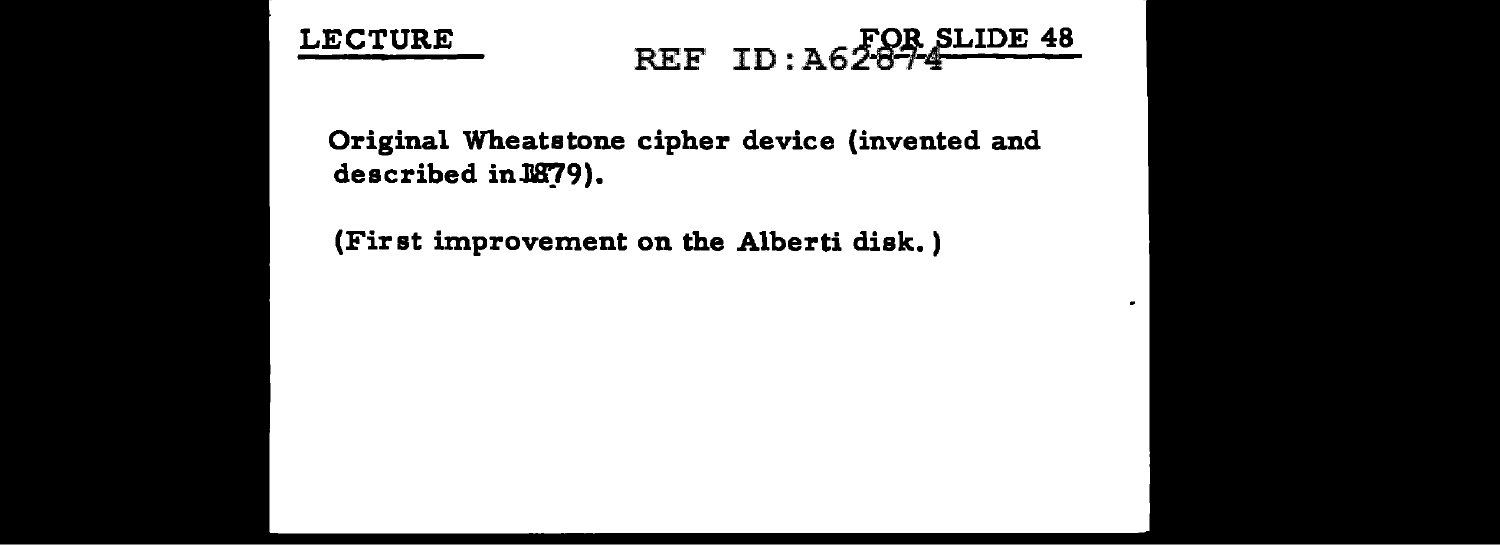**LECTURE** **FOR SLIDE 48**

Original Wheatstone cipher device (invented and described in 1879).

(First improvement on the Alberti disk.)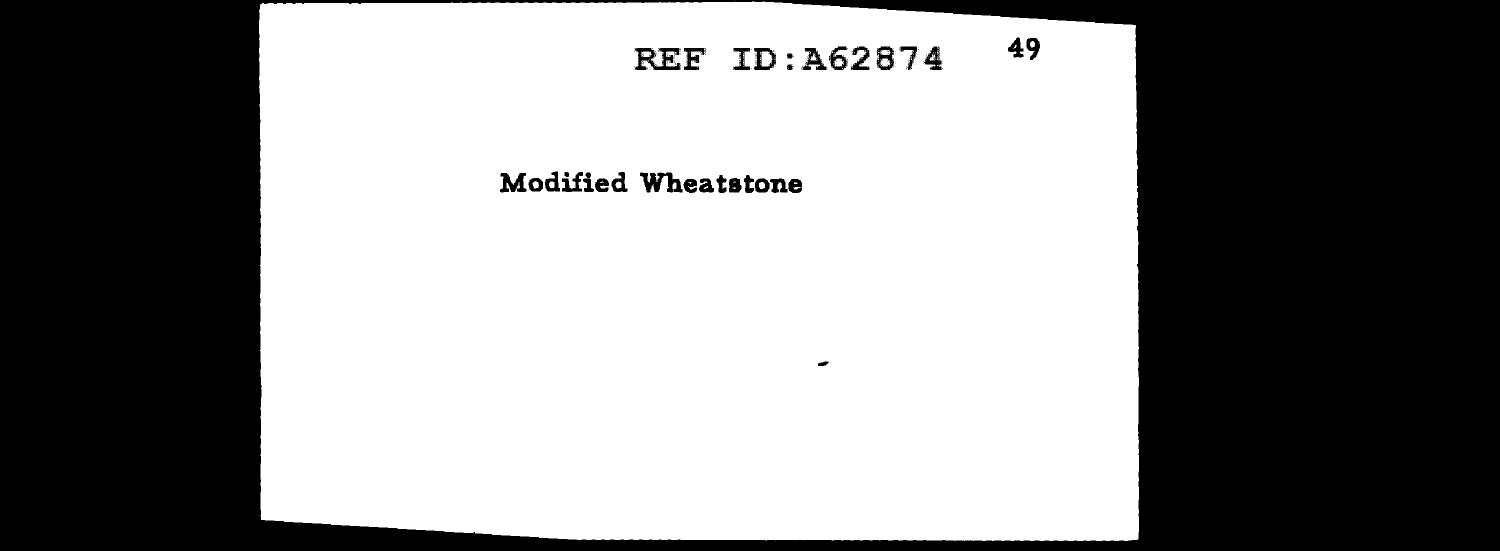**Modified Wheatstone**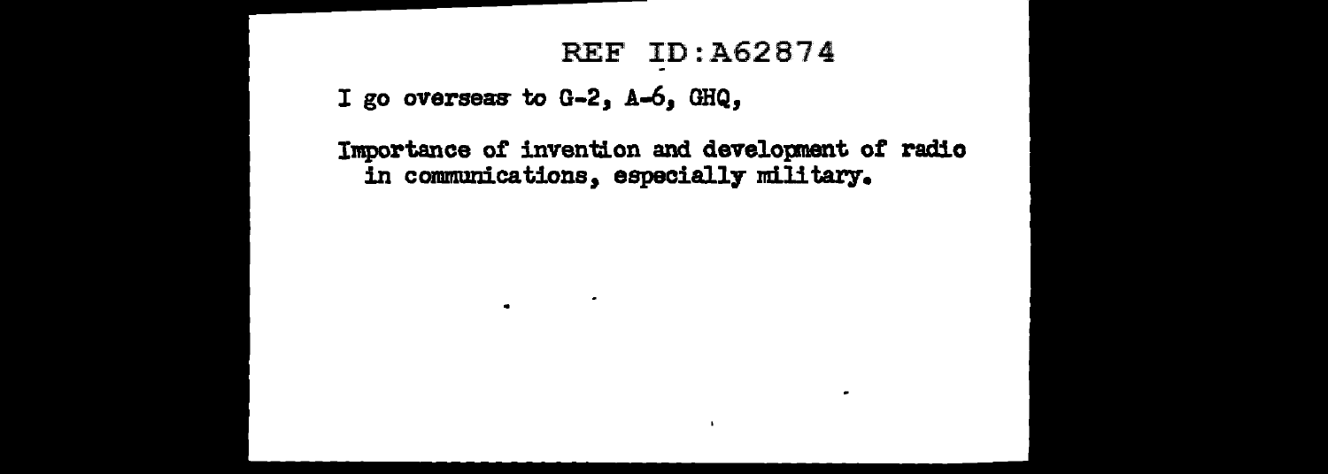REF ID:A62874

I go overseas to G-2, A-6, GHQ,

Importance of invention and development of radio in communications, especially military.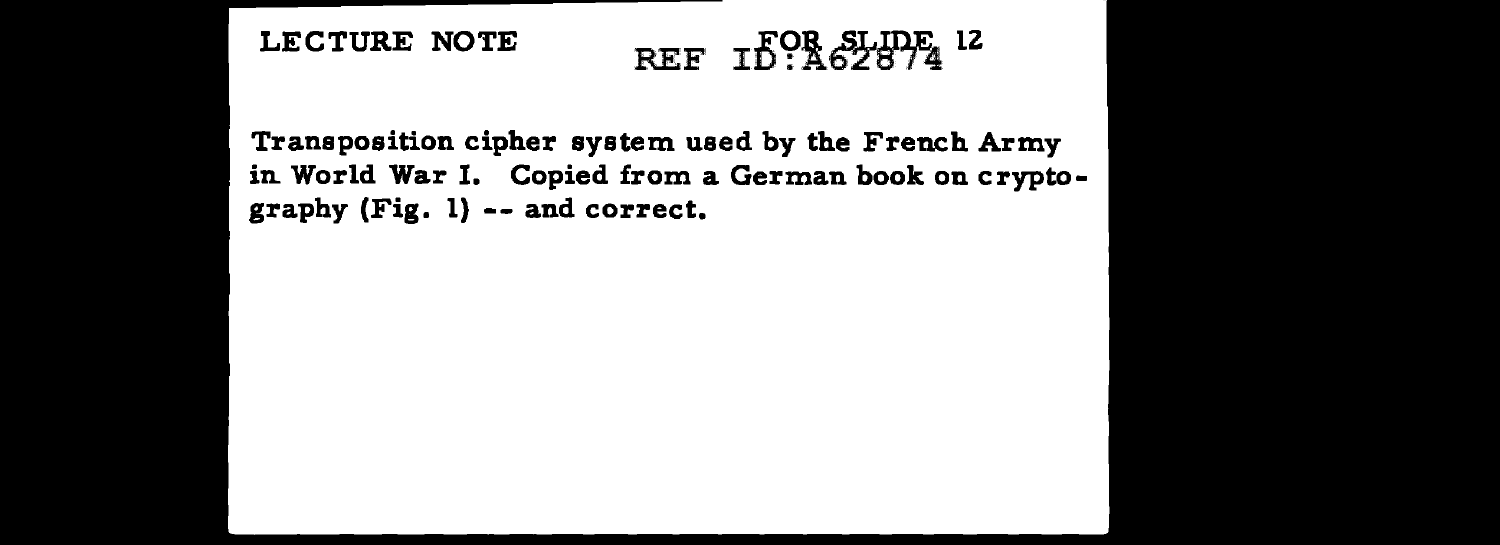LECTURE NOTE FOR SLIDE 12

Transposition cipher system used by the French Army in World War I. Copied from a German book on cryptography (Fig. 1) -- and correct.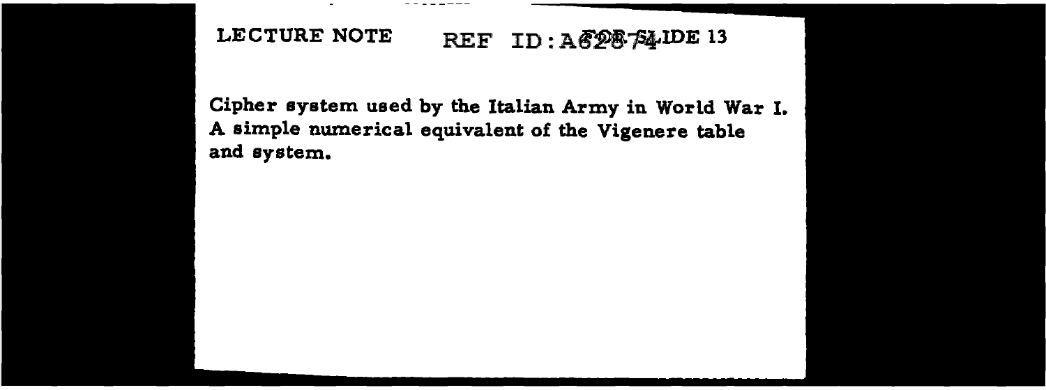LECTURE NOTE FOR SLIDE 13

Cipher system used by the Italian Army in World War I. A simple numerical equivalent of the Vigenere table and system.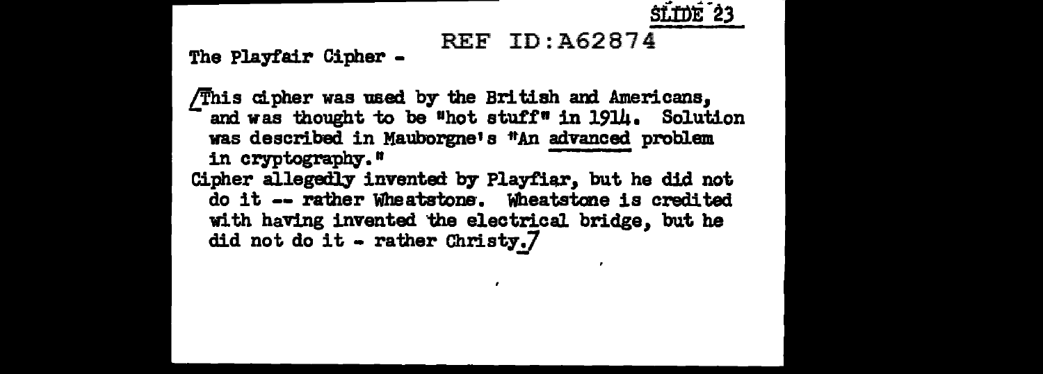SLIDE 23

REF ID:A62874

The Playfair Cipher -

[This cipher was used by the British and Americans, and was thought to be "hot stuff" in 1914. Solution was described in Mauborgne's "An advanced problem in cryptography."

Cipher allegedly invented by Playfiar, but he did not do it -- rather Wheatstone. Wheatstone is credited with having invented the electrical bridge, but he did not do it - rather Christy.]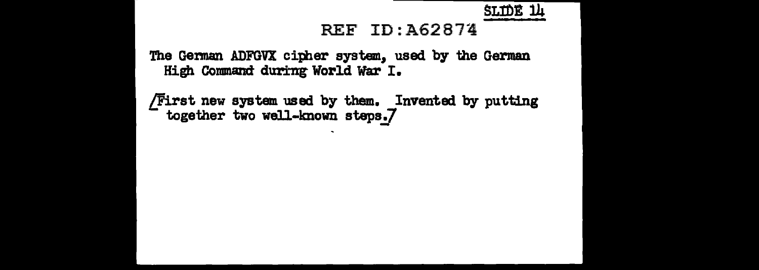SLIDE 14

The German ADFGVX cipher system, used by the German High Command during World War I.

/First new system used by them. Invented by putting together two well-known steps./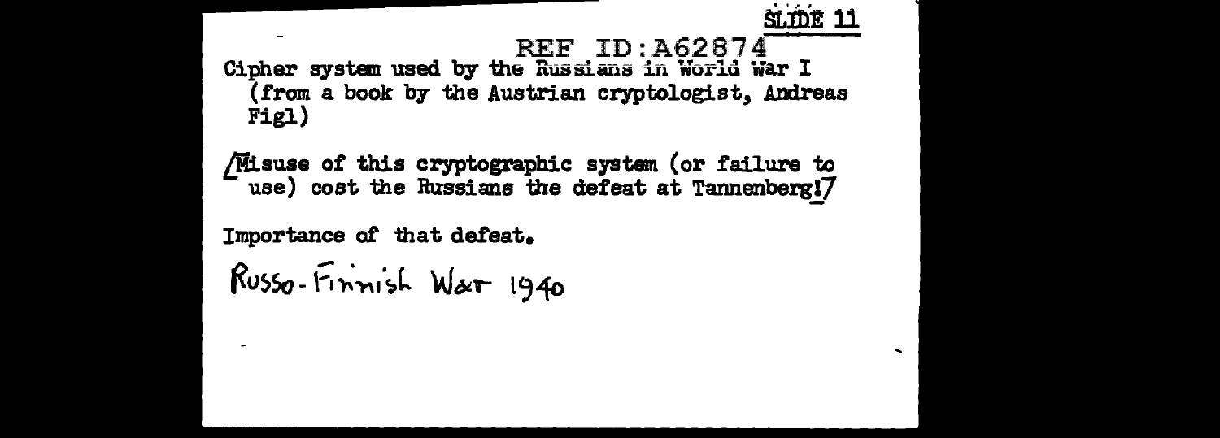SLIDE 11

REF ID:A62874

Cipher system used by the Russians in World War I (from a book by the Austrian cryptologist, Andreas Figl)

[Misuse of this cryptographic system (or failure to use) cost the Russians the defeat at Tannenberg!]

Importance of that defeat.

Russo-Finnish War 1940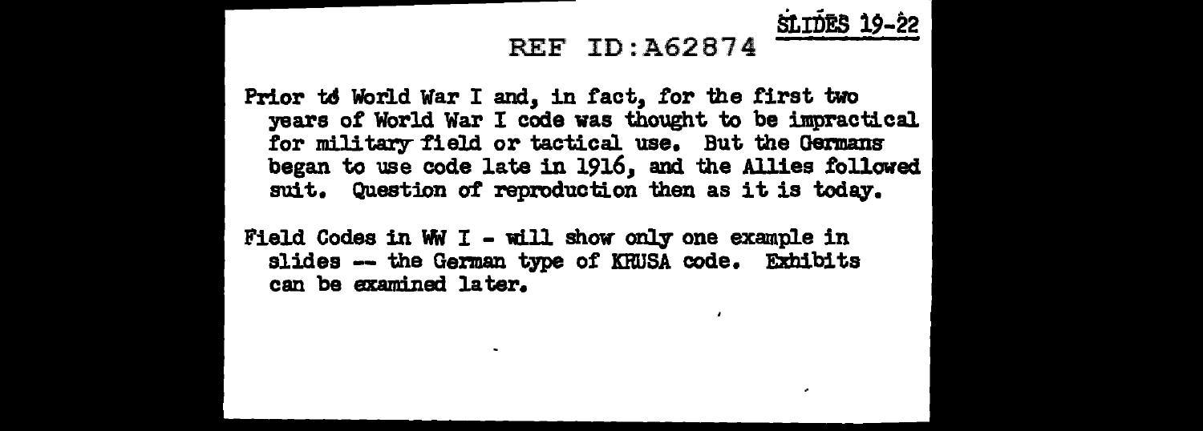SLIDES 19-22

Prior to World War I and, in fact, for the first two years of World War I code was thought to be impractical for military field or tactical use. But the Germans began to use code late in 1916, and the Allies followed suit. Question of reproduction then as it is today.

Field Codes in WW I - will show only one example in slides -- the German type of KRUSA code. Exhibits can be examined later.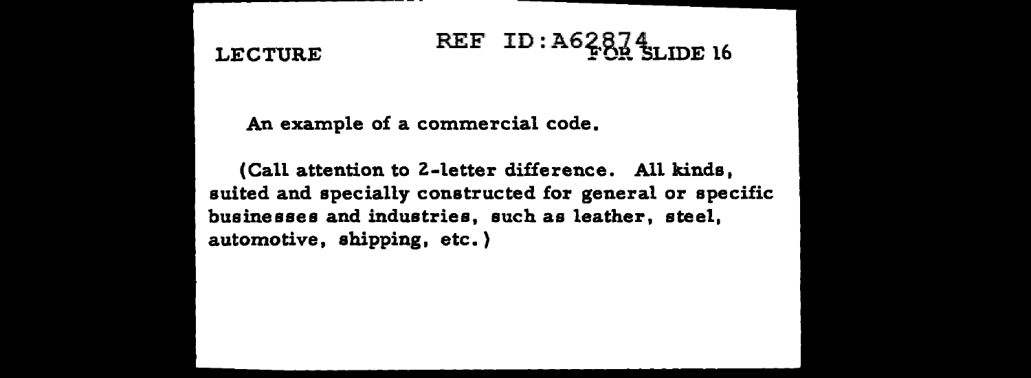LECTURE FOR SLIDE 16

An example of a commercial code.

(Call attention to 2-letter difference. All kinds, suited and specially constructed for general or specific businesses and industries, such as leather, steel, automotive, shipping, etc.)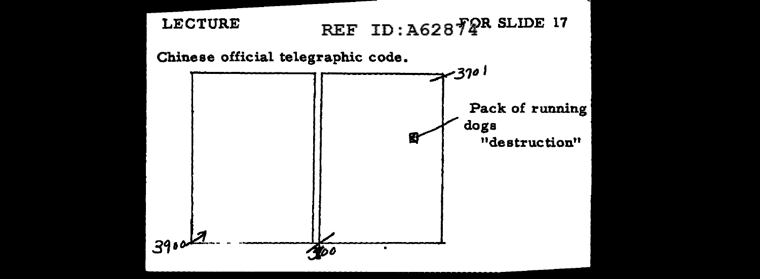LECTURE REF ID:A62874 FOR SLIDE 17

Chinese official telegraphic code.

3701

Pack of running dogs "destruction"

3900

3800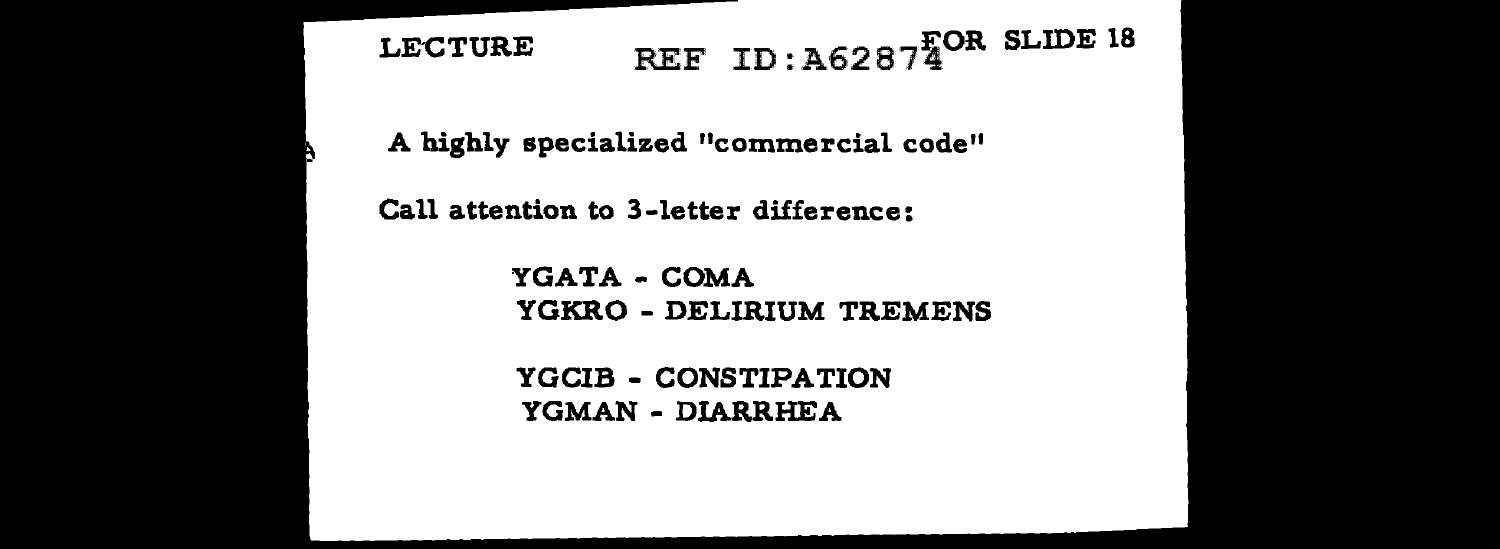LECTURE REF ID:A62874 FOR SLIDE 18

A highly specialized "commercial code"

Call attention to 3-letter difference:

YGATA - COMA
YGKRO - DELIRIUM TREMENS

YGCIB - CONSTIPATION
YGMAN - DIARRHEA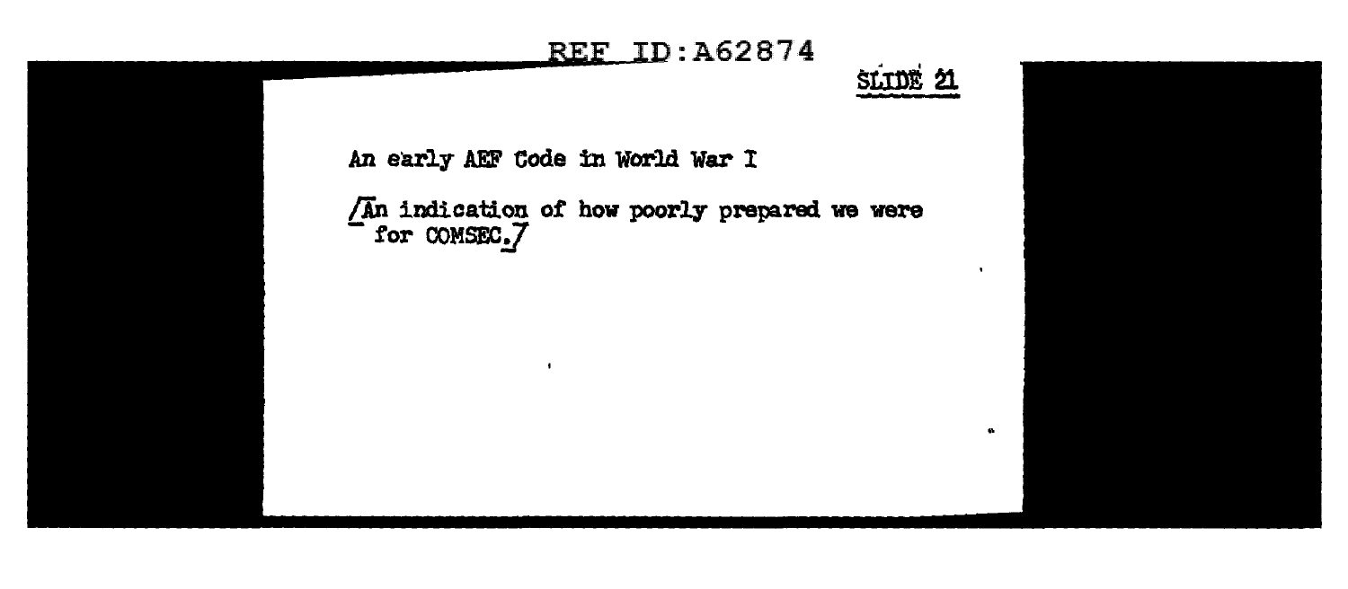SLIDE 21

An early AEF Code in World War I

[An indication of how poorly prepared we were for COMSEC.]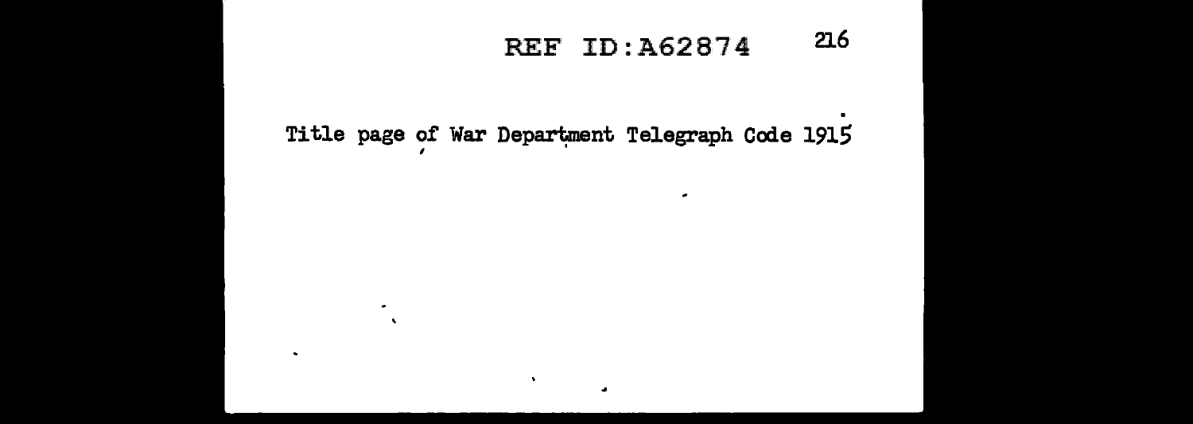Title page of War Department Telegraph Code 1915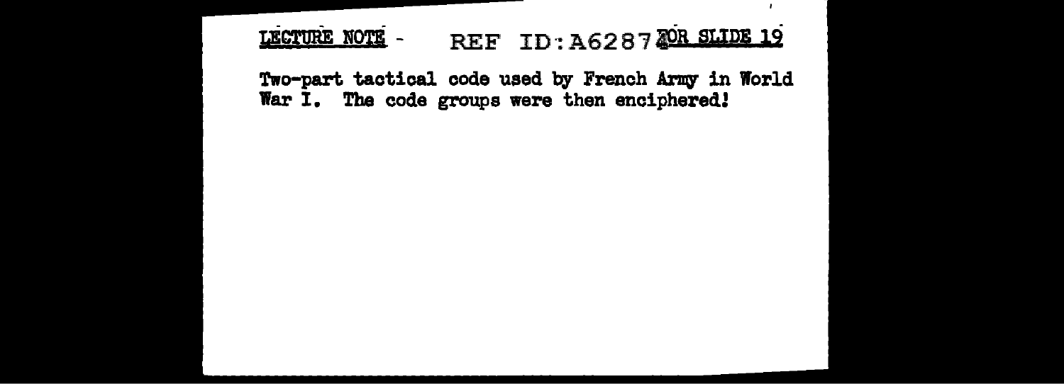LECTURE NOTE - FOR SLIDE 19

Two-part tactical code used by French Army in World War I. The code groups were then enciphered!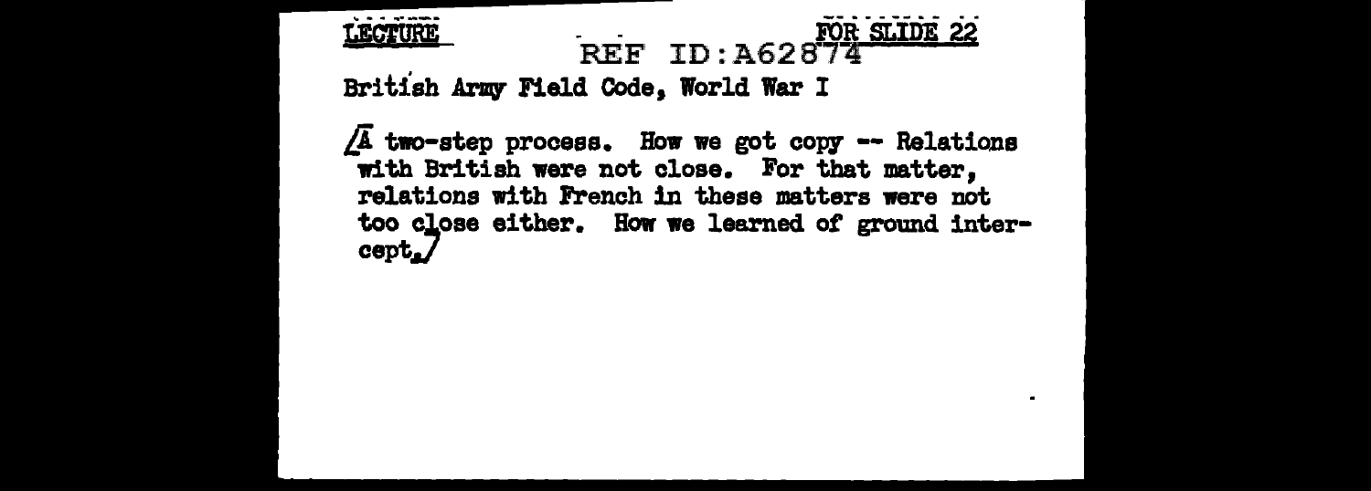LECTURE FOR SLIDE 22

REF ID:A62874

British Army Field Code, World War I

/A two-step process. How we got copy -- Relations with British were not close. For that matter, relations with French in these matters were not too close either. How we learned of ground intercept./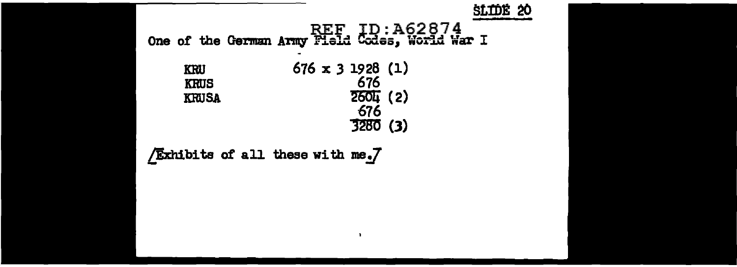SLIDE 20

REF ID:A62874

One of the German Army Field Codes, World War I

```
KRU         676 x 3 1928 (1)
KRUS                 676
KRUSA               2604 (2)
                     676
                    3280 (3)
```

/Exhibits of all these with me./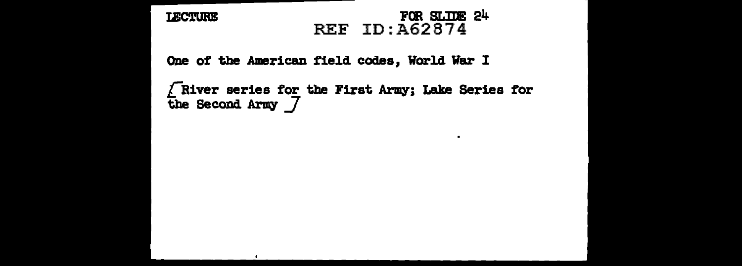LECTURE

FOR SLIDE 24

REF ID:A62874

One of the American field codes, World War I

[River series for the First Army; Lake Series for the Second Army]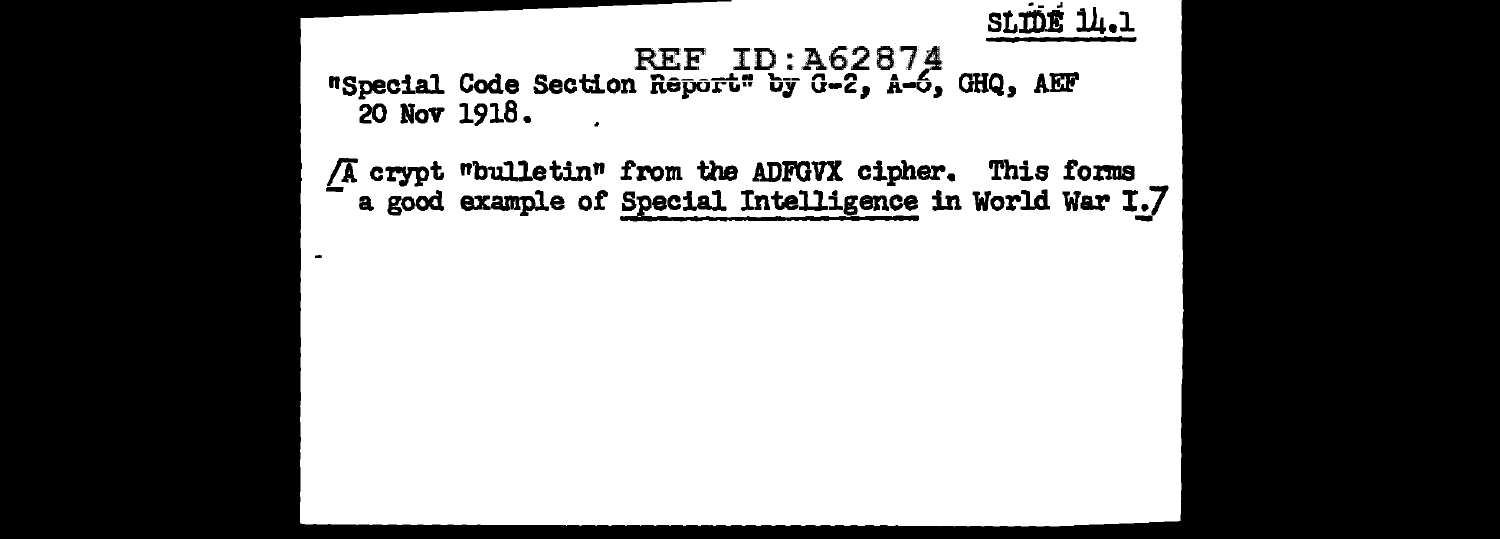SLIDE 14.1

REF ID:A62874

"Special Code Section Report" by G-2, A-6, GHQ, AEF 20 Nov 1918.

/A crypt "bulletin" from the ADFGVX cipher. This forms a good example of Special Intelligence in World War I./

-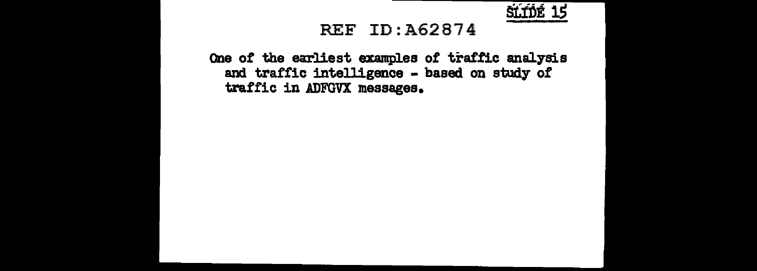SLIDE 15

One of the earliest examples of traffic analysis and traffic intelligence - based on study of traffic in ADFGVX messages.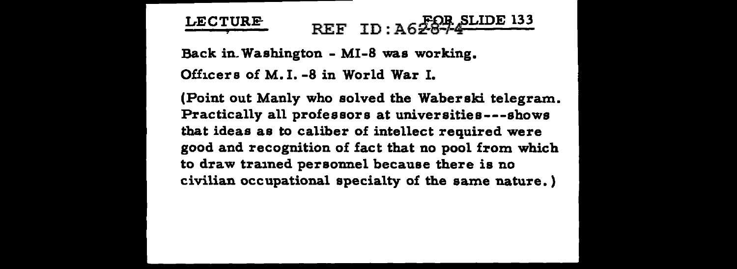LECTURE FOR SLIDE 133

Back in Washington - MI-8 was working.

Officers of M.I.-8 in World War I.

(Point out Manly who solved the Waberski telegram. Practically all professors at universities---shows that ideas as to caliber of intellect required were good and recognition of fact that no pool from which to draw trained personnel because there is no civilian occupational specialty of the same nature.)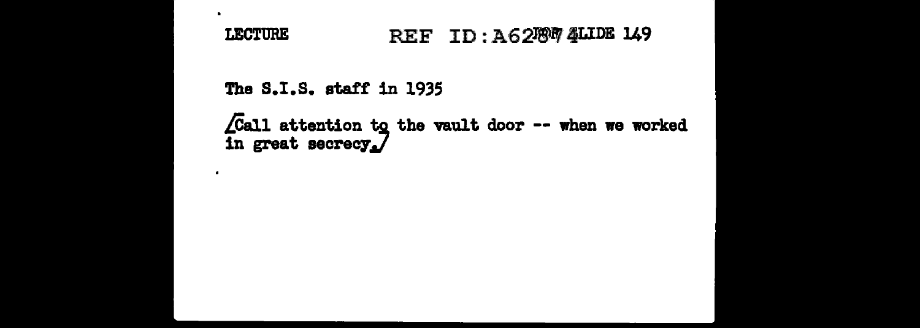LECTURE REF ID:A62887 SLIDE 149

The S.I.S. staff in 1935

[Call attention to the vault door -- when we worked in great secrecy.]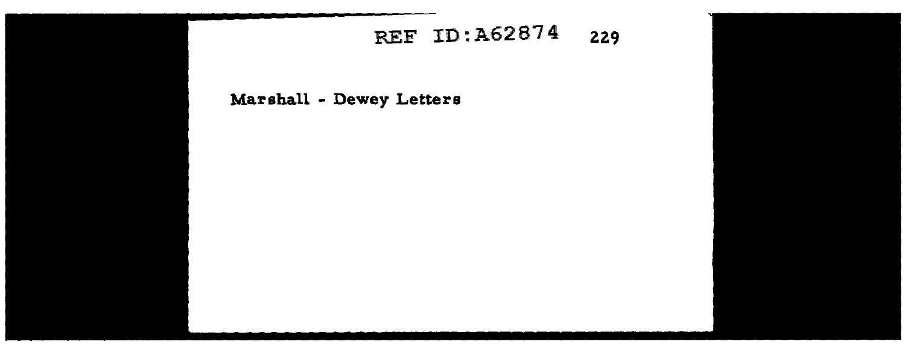Marshall - Dewey Letters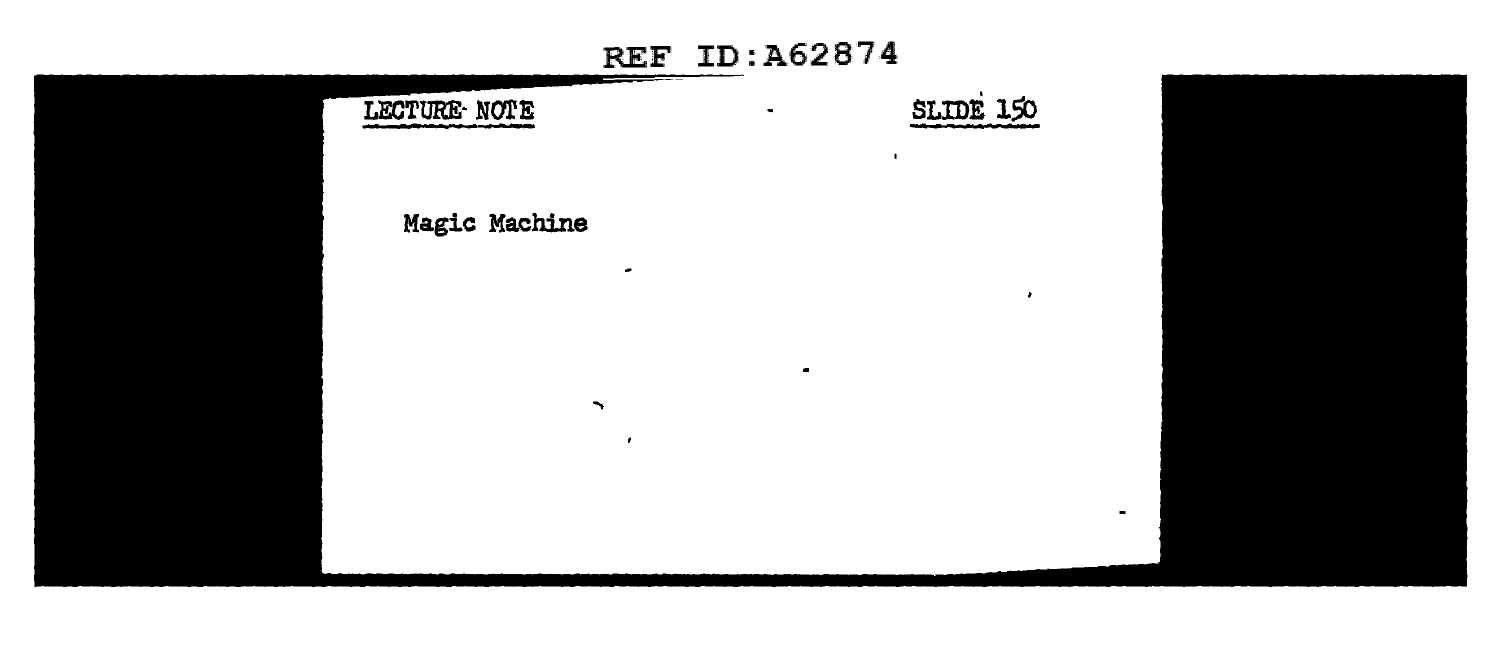LECTURE NOTE SLIDE 150

Magic Machine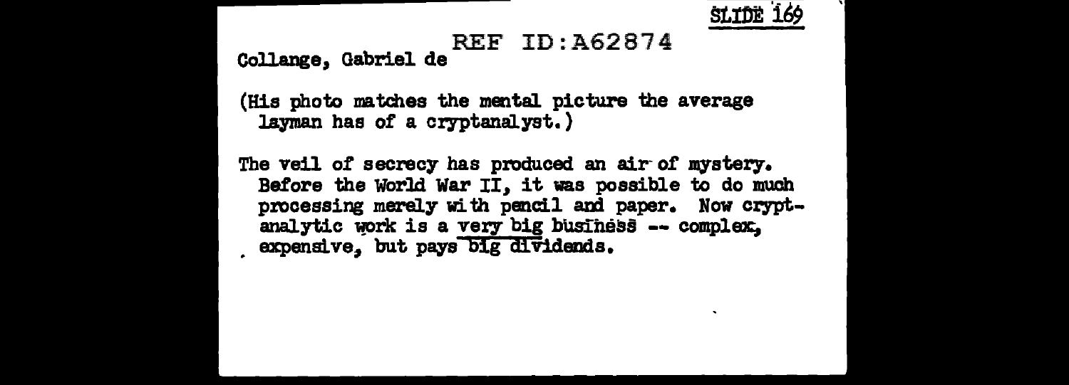SLIDE 169

REF ID:A62874

Collange, Gabriel de

(His photo matches the mental picture the average layman has of a cryptanalyst.)

The veil of secrecy has produced an air of mystery. Before the World War II, it was possible to do much processing merely with pencil and paper. Now cryptanalytic work is a very big business -- complex, expensive, but pays big dividends.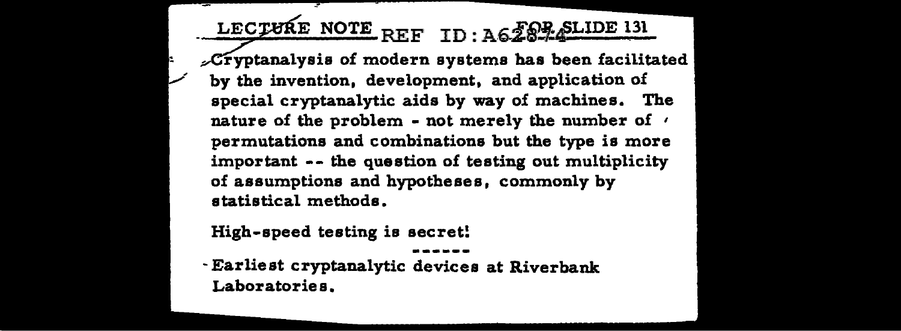## LECTURE NOTE FOR SLIDE 131

REF ID:A62874

Cryptanalysis of modern systems has been facilitated by the invention, development, and application of special cryptanalytic aids by way of machines. The nature of the problem - not merely the number of permutations and combinations but the type is more important -- the question of testing out multiplicity of assumptions and hypotheses, commonly by statistical methods.

High-speed testing is secret!

------

- Earliest cryptanalytic devices at Riverbank Laboratories.